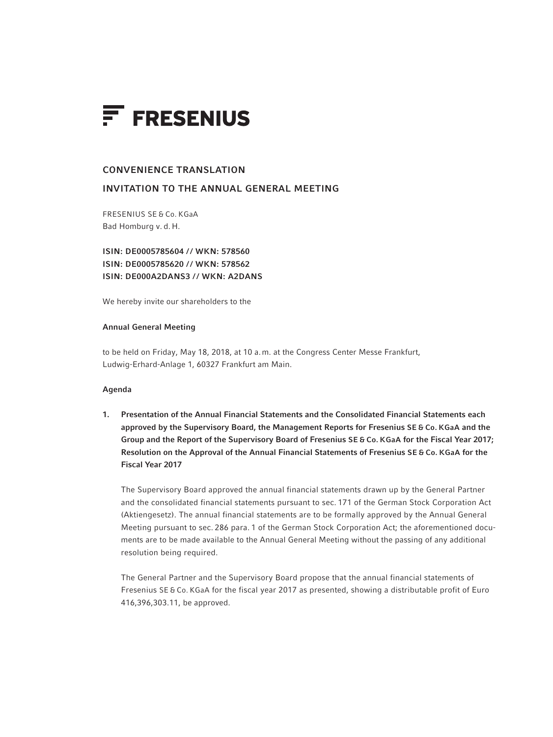# FRESENIUS

## CONVENIENCE TRANSLATION

## INVITATION TO THE ANNUAL GENERAL MEETING

FRESENIUS SE & Co. KGaA
Bad Homburg v. d. H.

**ISIN: DE0005785604 // WKN: 578560**
**ISIN: DE0005785620 // WKN: 578562**
**ISIN: DE000A2DANS3 // WKN: A2DANS**

We hereby invite our shareholders to the

**Annual General Meeting**

to be held on Friday, May 18, 2018, at 10 a.m. at the Congress Center Messe Frankfurt, Ludwig-Erhard-Anlage 1, 60327 Frankfurt am Main.

**Agenda**

**1. Presentation of the Annual Financial Statements and the Consolidated Financial Statements each approved by the Supervisory Board, the Management Reports for Fresenius SE & Co. KGaA and the Group and the Report of the Supervisory Board of Fresenius SE & Co. KGaA for the Fiscal Year 2017; Resolution on the Approval of the Annual Financial Statements of Fresenius SE & Co. KGaA for the Fiscal Year 2017**

The Supervisory Board approved the annual financial statements drawn up by the General Partner and the consolidated financial statements pursuant to sec. 171 of the German Stock Corporation Act (Aktiengesetz). The annual financial statements are to be formally approved by the Annual General Meeting pursuant to sec. 286 para. 1 of the German Stock Corporation Act; the aforementioned documents are to be made available to the Annual General Meeting without the passing of any additional resolution being required.

The General Partner and the Supervisory Board propose that the annual financial statements of Fresenius SE & Co. KGaA for the fiscal year 2017 as presented, showing a distributable profit of Euro 416,396,303.11, be approved.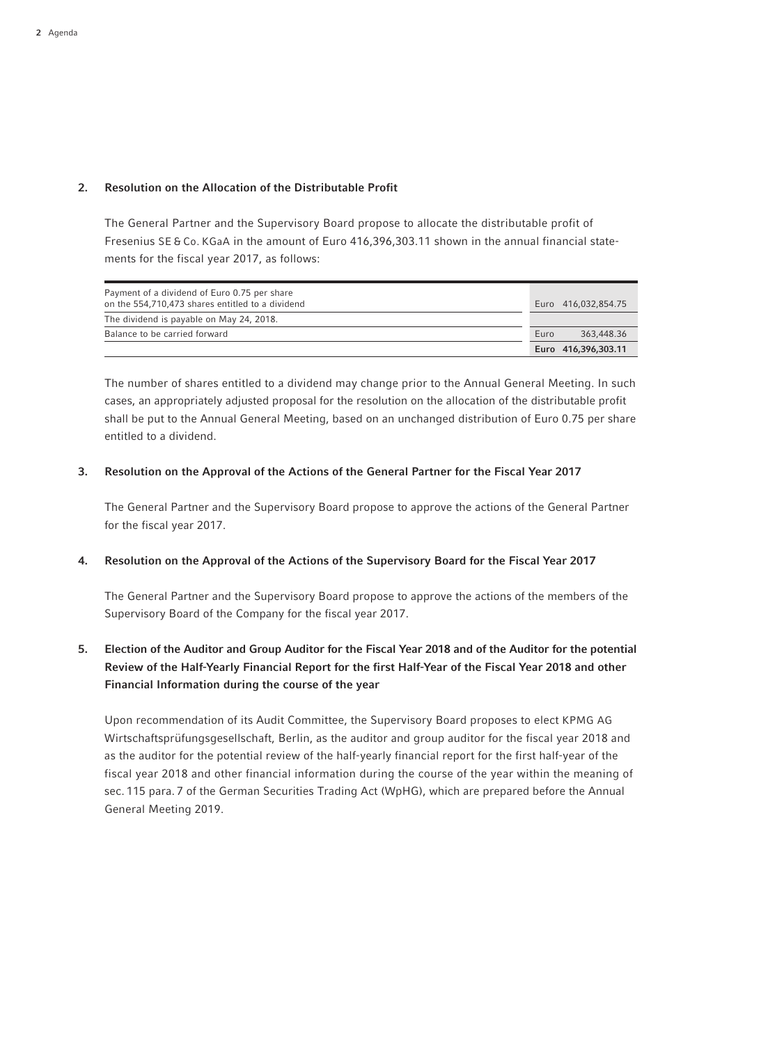## 2. Resolution on the Allocation of the Distributable Profit

The General Partner and the Supervisory Board propose to allocate the distributable profit of Fresenius SE & Co. KGaA in the amount of Euro 416,396,303.11 shown in the annual financial statements for the fiscal year 2017, as follows:

| | | |
|---|---|---|
| Payment of a dividend of Euro 0.75 per share on the 554,710,473 shares entitled to a dividend | Euro | 416,032,854.75 |
| The dividend is payable on May 24, 2018. | | |
| Balance to be carried forward | Euro | 363,448.36 |
| | **Euro** | **416,396,303.11** |

The number of shares entitled to a dividend may change prior to the Annual General Meeting. In such cases, an appropriately adjusted proposal for the resolution on the allocation of the distributable profit shall be put to the Annual General Meeting, based on an unchanged distribution of Euro 0.75 per share entitled to a dividend.

## 3. Resolution on the Approval of the Actions of the General Partner for the Fiscal Year 2017

The General Partner and the Supervisory Board propose to approve the actions of the General Partner for the fiscal year 2017.

## 4. Resolution on the Approval of the Actions of the Supervisory Board for the Fiscal Year 2017

The General Partner and the Supervisory Board propose to approve the actions of the members of the Supervisory Board of the Company for the fiscal year 2017.

## 5. Election of the Auditor and Group Auditor for the Fiscal Year 2018 and of the Auditor for the potential Review of the Half-Yearly Financial Report for the first Half-Year of the Fiscal Year 2018 and other Financial Information during the course of the year

Upon recommendation of its Audit Committee, the Supervisory Board proposes to elect KPMG AG Wirtschaftsprüfungsgesellschaft, Berlin, as the auditor and group auditor for the fiscal year 2018 and as the auditor for the potential review of the half-yearly financial report for the first half-year of the fiscal year 2018 and other financial information during the course of the year within the meaning of sec. 115 para. 7 of the German Securities Trading Act (WpHG), which are prepared before the Annual General Meeting 2019.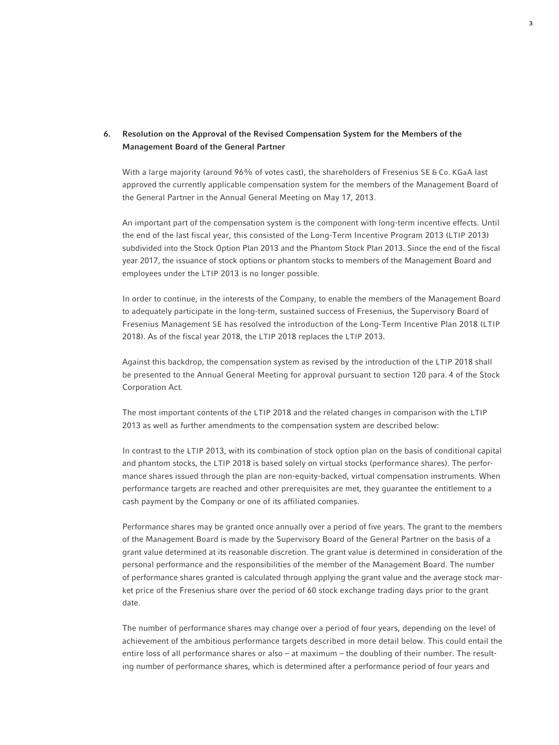## 6. Resolution on the Approval of the Revised Compensation System for the Members of the Management Board of the General Partner

With a large majority (around 96% of votes cast), the shareholders of Fresenius SE & Co. KGaA last approved the currently applicable compensation system for the members of the Management Board of the General Partner in the Annual General Meeting on May 17, 2013.

An important part of the compensation system is the component with long-term incentive effects. Until the end of the last fiscal year, this consisted of the Long-Term Incentive Program 2013 (LTIP 2013) subdivided into the Stock Option Plan 2013 and the Phantom Stock Plan 2013. Since the end of the fiscal year 2017, the issuance of stock options or phantom stocks to members of the Management Board and employees under the LTIP 2013 is no longer possible.

In order to continue, in the interests of the Company, to enable the members of the Management Board to adequately participate in the long-term, sustained success of Fresenius, the Supervisory Board of Fresenius Management SE has resolved the introduction of the Long-Term Incentive Plan 2018 (LTIP 2018). As of the fiscal year 2018, the LTIP 2018 replaces the LTIP 2013.

Against this backdrop, the compensation system as revised by the introduction of the LTIP 2018 shall be presented to the Annual General Meeting for approval pursuant to section 120 para. 4 of the Stock Corporation Act.

The most important contents of the LTIP 2018 and the related changes in comparison with the LTIP 2013 as well as further amendments to the compensation system are described below:

In contrast to the LTIP 2013, with its combination of stock option plan on the basis of conditional capital and phantom stocks, the LTIP 2018 is based solely on virtual stocks (performance shares). The performance shares issued through the plan are non-equity-backed, virtual compensation instruments. When performance targets are reached and other prerequisites are met, they guarantee the entitlement to a cash payment by the Company or one of its affiliated companies.

Performance shares may be granted once annually over a period of five years. The grant to the members of the Management Board is made by the Supervisory Board of the General Partner on the basis of a grant value determined at its reasonable discretion. The grant value is determined in consideration of the personal performance and the responsibilities of the member of the Management Board. The number of performance shares granted is calculated through applying the grant value and the average stock market price of the Fresenius share over the period of 60 stock exchange trading days prior to the grant date.

The number of performance shares may change over a period of four years, depending on the level of achievement of the ambitious performance targets described in more detail below. This could entail the entire loss of all performance shares or also – at maximum – the doubling of their number. The resulting number of performance shares, which is determined after a performance period of four years and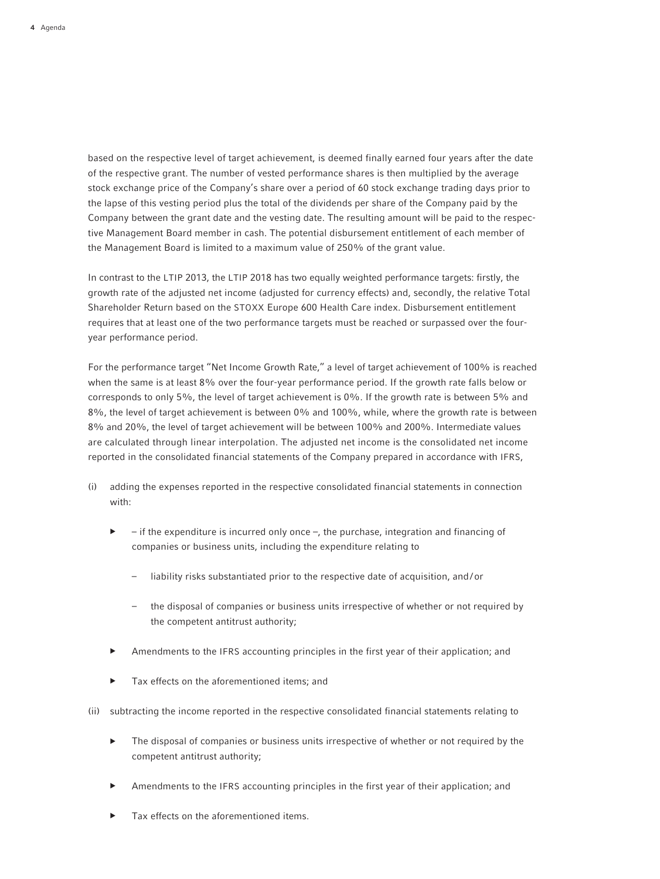based on the respective level of target achievement, is deemed finally earned four years after the date of the respective grant. The number of vested performance shares is then multiplied by the average stock exchange price of the Company's share over a period of 60 stock exchange trading days prior to the lapse of this vesting period plus the total of the dividends per share of the Company paid by the Company between the grant date and the vesting date. The resulting amount will be paid to the respective Management Board member in cash. The potential disbursement entitlement of each member of the Management Board is limited to a maximum value of 250% of the grant value.

In contrast to the LTIP 2013, the LTIP 2018 has two equally weighted performance targets: firstly, the growth rate of the adjusted net income (adjusted for currency effects) and, secondly, the relative Total Shareholder Return based on the STOXX Europe 600 Health Care index. Disbursement entitlement requires that at least one of the two performance targets must be reached or surpassed over the four-year performance period.

For the performance target "Net Income Growth Rate," a level of target achievement of 100% is reached when the same is at least 8% over the four-year performance period. If the growth rate falls below or corresponds to only 5%, the level of target achievement is 0%. If the growth rate is between 5% and 8%, the level of target achievement is between 0% and 100%, while, where the growth rate is between 8% and 20%, the level of target achievement will be between 100% and 200%. Intermediate values are calculated through linear interpolation. The adjusted net income is the consolidated net income reported in the consolidated financial statements of the Company prepared in accordance with IFRS,

(i) adding the expenses reported in the respective consolidated financial statements in connection with:

- – if the expenditure is incurred only once –, the purchase, integration and financing of companies or business units, including the expenditure relating to
  - liability risks substantiated prior to the respective date of acquisition, and/or
  - the disposal of companies or business units irrespective of whether or not required by the competent antitrust authority;
- Amendments to the IFRS accounting principles in the first year of their application; and
- Tax effects on the aforementioned items; and

(ii) subtracting the income reported in the respective consolidated financial statements relating to

- The disposal of companies or business units irrespective of whether or not required by the competent antitrust authority;
- Amendments to the IFRS accounting principles in the first year of their application; and
- Tax effects on the aforementioned items.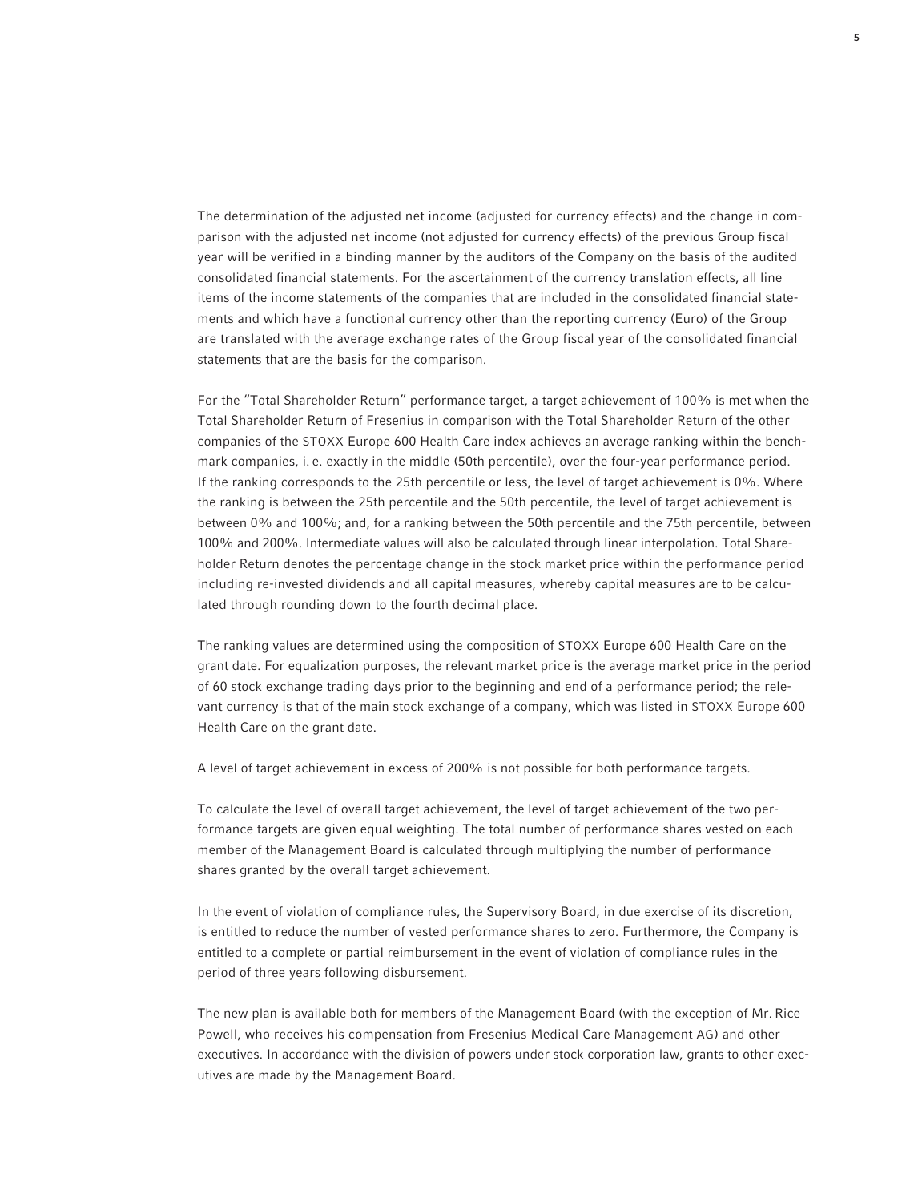The determination of the adjusted net income (adjusted for currency effects) and the change in comparison with the adjusted net income (not adjusted for currency effects) of the previous Group fiscal year will be verified in a binding manner by the auditors of the Company on the basis of the audited consolidated financial statements. For the ascertainment of the currency translation effects, all line items of the income statements of the companies that are included in the consolidated financial statements and which have a functional currency other than the reporting currency (Euro) of the Group are translated with the average exchange rates of the Group fiscal year of the consolidated financial statements that are the basis for the comparison.

For the "Total Shareholder Return" performance target, a target achievement of 100% is met when the Total Shareholder Return of Fresenius in comparison with the Total Shareholder Return of the other companies of the STOXX Europe 600 Health Care index achieves an average ranking within the benchmark companies, i.e. exactly in the middle (50th percentile), over the four-year performance period. If the ranking corresponds to the 25th percentile or less, the level of target achievement is 0%. Where the ranking is between the 25th percentile and the 50th percentile, the level of target achievement is between 0% and 100%; and, for a ranking between the 50th percentile and the 75th percentile, between 100% and 200%. Intermediate values will also be calculated through linear interpolation. Total Shareholder Return denotes the percentage change in the stock market price within the performance period including re-invested dividends and all capital measures, whereby capital measures are to be calculated through rounding down to the fourth decimal place.

The ranking values are determined using the composition of STOXX Europe 600 Health Care on the grant date. For equalization purposes, the relevant market price is the average market price in the period of 60 stock exchange trading days prior to the beginning and end of a performance period; the relevant currency is that of the main stock exchange of a company, which was listed in STOXX Europe 600 Health Care on the grant date.

A level of target achievement in excess of 200% is not possible for both performance targets.

To calculate the level of overall target achievement, the level of target achievement of the two performance targets are given equal weighting. The total number of performance shares vested on each member of the Management Board is calculated through multiplying the number of performance shares granted by the overall target achievement.

In the event of violation of compliance rules, the Supervisory Board, in due exercise of its discretion, is entitled to reduce the number of vested performance shares to zero. Furthermore, the Company is entitled to a complete or partial reimbursement in the event of violation of compliance rules in the period of three years following disbursement.

The new plan is available both for members of the Management Board (with the exception of Mr. Rice Powell, who receives his compensation from Fresenius Medical Care Management AG) and other executives. In accordance with the division of powers under stock corporation law, grants to other executives are made by the Management Board.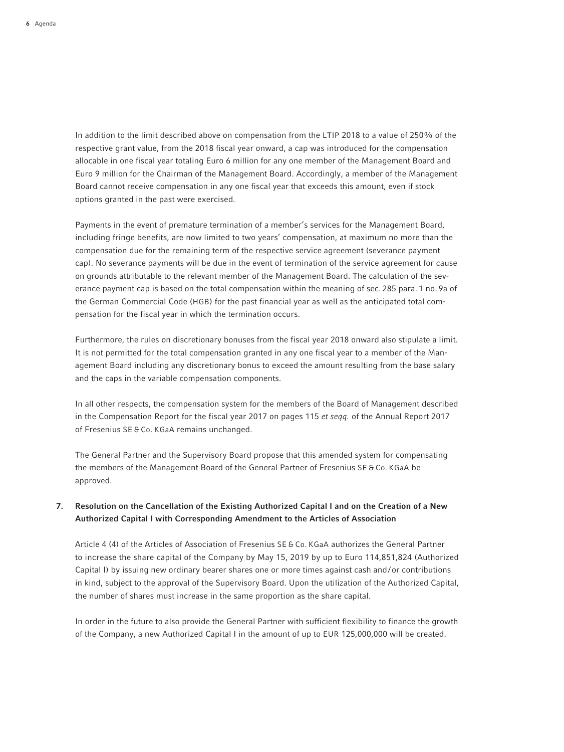In addition to the limit described above on compensation from the LTIP 2018 to a value of 250% of the respective grant value, from the 2018 fiscal year onward, a cap was introduced for the compensation allocable in one fiscal year totaling Euro 6 million for any one member of the Management Board and Euro 9 million for the Chairman of the Management Board. Accordingly, a member of the Management Board cannot receive compensation in any one fiscal year that exceeds this amount, even if stock options granted in the past were exercised.

Payments in the event of premature termination of a member's services for the Management Board, including fringe benefits, are now limited to two years' compensation, at maximum no more than the compensation due for the remaining term of the respective service agreement (severance payment cap). No severance payments will be due in the event of termination of the service agreement for cause on grounds attributable to the relevant member of the Management Board. The calculation of the severance payment cap is based on the total compensation within the meaning of sec. 285 para. 1 no. 9a of the German Commercial Code (HGB) for the past financial year as well as the anticipated total compensation for the fiscal year in which the termination occurs.

Furthermore, the rules on discretionary bonuses from the fiscal year 2018 onward also stipulate a limit. It is not permitted for the total compensation granted in any one fiscal year to a member of the Management Board including any discretionary bonus to exceed the amount resulting from the base salary and the caps in the variable compensation components.

In all other respects, the compensation system for the members of the Board of Management described in the Compensation Report for the fiscal year 2017 on pages 115 *et seqq.* of the Annual Report 2017 of Fresenius SE & Co. KGaA remains unchanged.

The General Partner and the Supervisory Board propose that this amended system for compensating the members of the Management Board of the General Partner of Fresenius SE & Co. KGaA be approved.

## 7. Resolution on the Cancellation of the Existing Authorized Capital I and on the Creation of a New Authorized Capital I with Corresponding Amendment to the Articles of Association

Article 4 (4) of the Articles of Association of Fresenius SE & Co. KGaA authorizes the General Partner to increase the share capital of the Company by May 15, 2019 by up to Euro 114,851,824 (Authorized Capital I) by issuing new ordinary bearer shares one or more times against cash and/or contributions in kind, subject to the approval of the Supervisory Board. Upon the utilization of the Authorized Capital, the number of shares must increase in the same proportion as the share capital.

In order in the future to also provide the General Partner with sufficient flexibility to finance the growth of the Company, a new Authorized Capital I in the amount of up to EUR 125,000,000 will be created.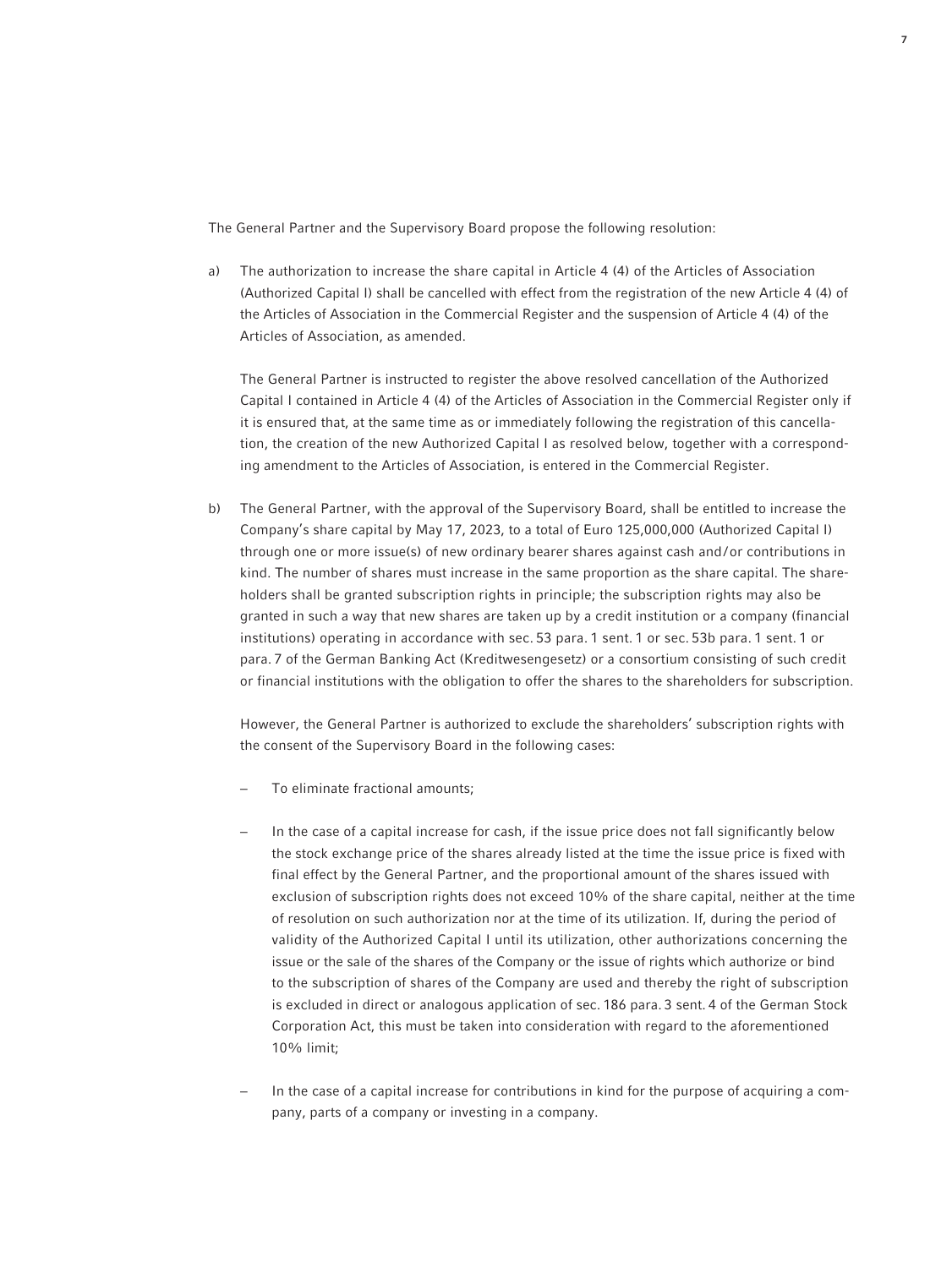The General Partner and the Supervisory Board propose the following resolution:

a) The authorization to increase the share capital in Article 4 (4) of the Articles of Association (Authorized Capital I) shall be cancelled with effect from the registration of the new Article 4 (4) of the Articles of Association in the Commercial Register and the suspension of Article 4 (4) of the Articles of Association, as amended.

   The General Partner is instructed to register the above resolved cancellation of the Authorized Capital I contained in Article 4 (4) of the Articles of Association in the Commercial Register only if it is ensured that, at the same time as or immediately following the registration of this cancellation, the creation of the new Authorized Capital I as resolved below, together with a corresponding amendment to the Articles of Association, is entered in the Commercial Register.

b) The General Partner, with the approval of the Supervisory Board, shall be entitled to increase the Company's share capital by May 17, 2023, to a total of Euro 125,000,000 (Authorized Capital I) through one or more issue(s) of new ordinary bearer shares against cash and/or contributions in kind. The number of shares must increase in the same proportion as the share capital. The shareholders shall be granted subscription rights in principle; the subscription rights may also be granted in such a way that new shares are taken up by a credit institution or a company (financial institutions) operating in accordance with sec. 53 para. 1 sent. 1 or sec. 53b para. 1 sent. 1 or para. 7 of the German Banking Act (Kreditwesengesetz) or a consortium consisting of such credit or financial institutions with the obligation to offer the shares to the shareholders for subscription.

   However, the General Partner is authorized to exclude the shareholders' subscription rights with the consent of the Supervisory Board in the following cases:

   – To eliminate fractional amounts;

   – In the case of a capital increase for cash, if the issue price does not fall significantly below the stock exchange price of the shares already listed at the time the issue price is fixed with final effect by the General Partner, and the proportional amount of the shares issued with exclusion of subscription rights does not exceed 10% of the share capital, neither at the time of resolution on such authorization nor at the time of its utilization. If, during the period of validity of the Authorized Capital I until its utilization, other authorizations concerning the issue or the sale of the shares of the Company or the issue of rights which authorize or bind to the subscription of shares of the Company are used and thereby the right of subscription is excluded in direct or analogous application of sec. 186 para. 3 sent. 4 of the German Stock Corporation Act, this must be taken into consideration with regard to the aforementioned 10% limit;

   – In the case of a capital increase for contributions in kind for the purpose of acquiring a company, parts of a company or investing in a company.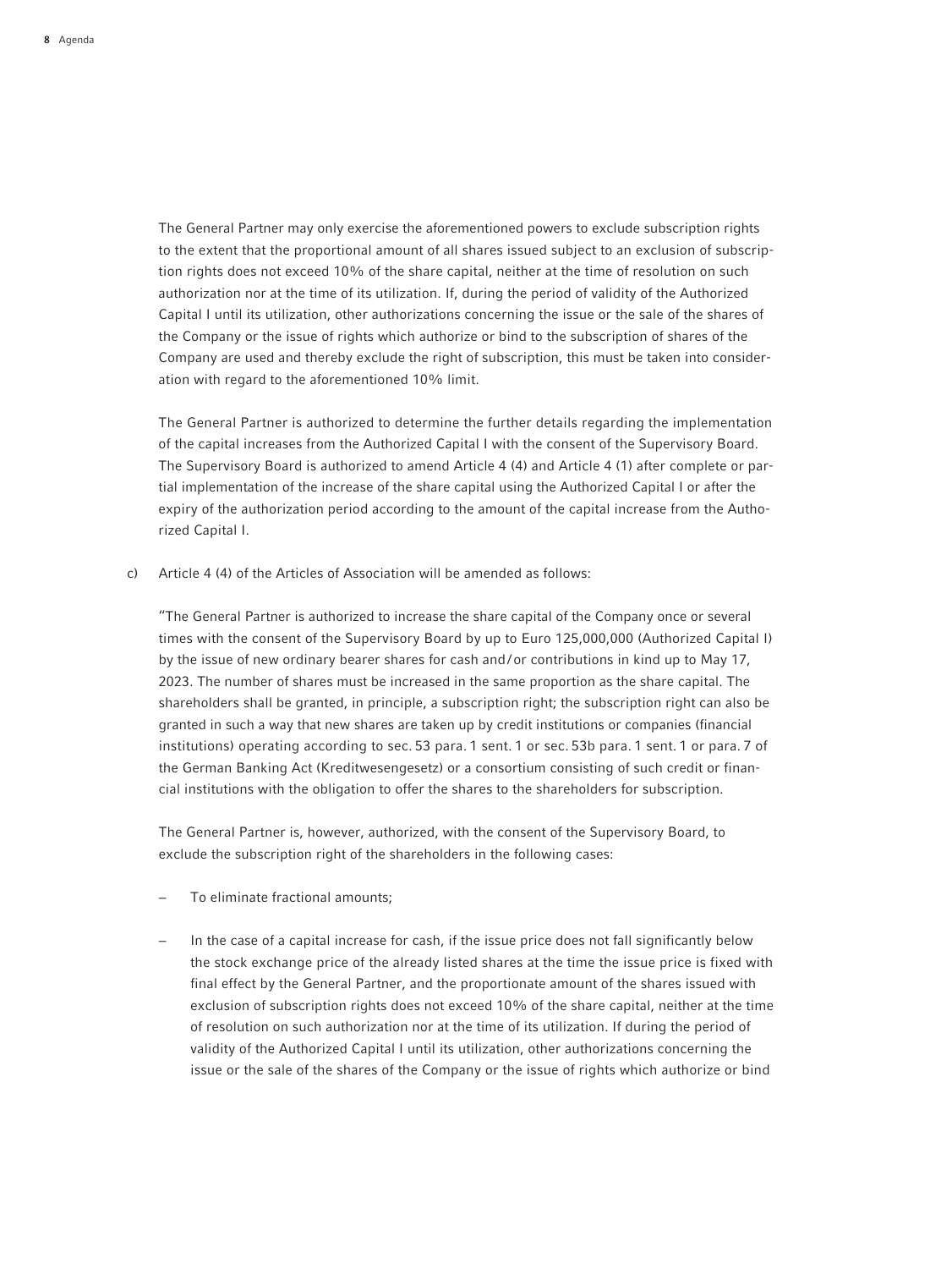The General Partner may only exercise the aforementioned powers to exclude subscription rights to the extent that the proportional amount of all shares issued subject to an exclusion of subscription rights does not exceed 10% of the share capital, neither at the time of resolution on such authorization nor at the time of its utilization. If, during the period of validity of the Authorized Capital I until its utilization, other authorizations concerning the issue or the sale of the shares of the Company or the issue of rights which authorize or bind to the subscription of shares of the Company are used and thereby exclude the right of subscription, this must be taken into consideration with regard to the aforementioned 10% limit.

The General Partner is authorized to determine the further details regarding the implementation of the capital increases from the Authorized Capital I with the consent of the Supervisory Board. The Supervisory Board is authorized to amend Article 4 (4) and Article 4 (1) after complete or partial implementation of the increase of the share capital using the Authorized Capital I or after the expiry of the authorization period according to the amount of the capital increase from the Authorized Capital I.

c) Article 4 (4) of the Articles of Association will be amended as follows:

"The General Partner is authorized to increase the share capital of the Company once or several times with the consent of the Supervisory Board by up to Euro 125,000,000 (Authorized Capital I) by the issue of new ordinary bearer shares for cash and/or contributions in kind up to May 17, 2023. The number of shares must be increased in the same proportion as the share capital. The shareholders shall be granted, in principle, a subscription right; the subscription right can also be granted in such a way that new shares are taken up by credit institutions or companies (financial institutions) operating according to sec. 53 para. 1 sent. 1 or sec. 53b para. 1 sent. 1 or para. 7 of the German Banking Act (Kreditwesengesetz) or a consortium consisting of such credit or financial institutions with the obligation to offer the shares to the shareholders for subscription.

The General Partner is, however, authorized, with the consent of the Supervisory Board, to exclude the subscription right of the shareholders in the following cases:

– To eliminate fractional amounts;

– In the case of a capital increase for cash, if the issue price does not fall significantly below the stock exchange price of the already listed shares at the time the issue price is fixed with final effect by the General Partner, and the proportionate amount of the shares issued with exclusion of subscription rights does not exceed 10% of the share capital, neither at the time of resolution on such authorization nor at the time of its utilization. If during the period of validity of the Authorized Capital I until its utilization, other authorizations concerning the issue or the sale of the shares of the Company or the issue of rights which authorize or bind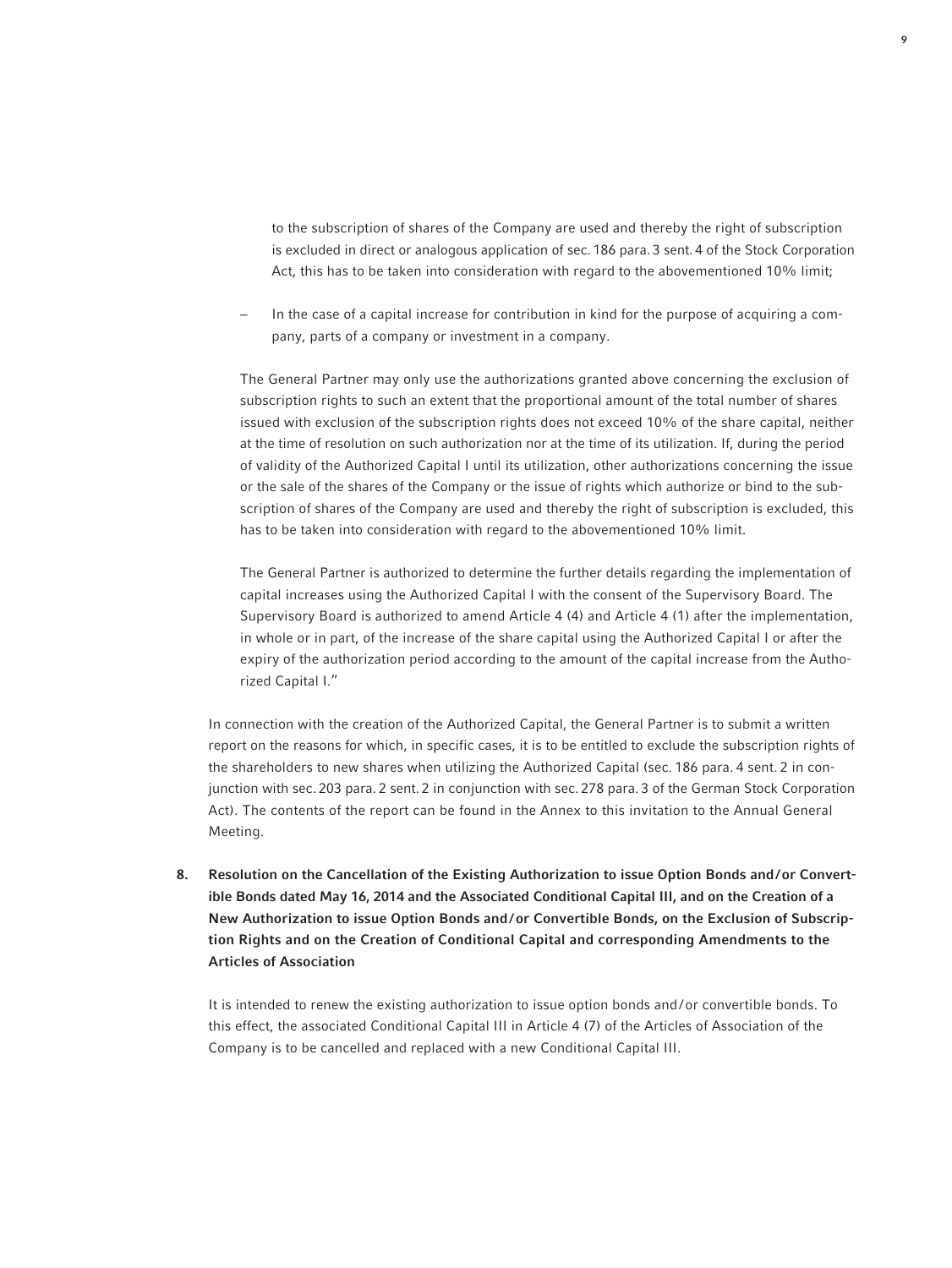to the subscription of shares of the Company are used and thereby the right of subscription is excluded in direct or analogous application of sec. 186 para. 3 sent. 4 of the Stock Corporation Act, this has to be taken into consideration with regard to the abovementioned 10% limit;

– In the case of a capital increase for contribution in kind for the purpose of acquiring a company, parts of a company or investment in a company.

The General Partner may only use the authorizations granted above concerning the exclusion of subscription rights to such an extent that the proportional amount of the total number of shares issued with exclusion of the subscription rights does not exceed 10% of the share capital, neither at the time of resolution on such authorization nor at the time of its utilization. If, during the period of validity of the Authorized Capital I until its utilization, other authorizations concerning the issue or the sale of the shares of the Company or the issue of rights which authorize or bind to the subscription of shares of the Company are used and thereby the right of subscription is excluded, this has to be taken into consideration with regard to the abovementioned 10% limit.

The General Partner is authorized to determine the further details regarding the implementation of capital increases using the Authorized Capital I with the consent of the Supervisory Board. The Supervisory Board is authorized to amend Article 4 (4) and Article 4 (1) after the implementation, in whole or in part, of the increase of the share capital using the Authorized Capital I or after the expiry of the authorization period according to the amount of the capital increase from the Authorized Capital I."

In connection with the creation of the Authorized Capital, the General Partner is to submit a written report on the reasons for which, in specific cases, it is to be entitled to exclude the subscription rights of the shareholders to new shares when utilizing the Authorized Capital (sec. 186 para. 4 sent. 2 in conjunction with sec. 203 para. 2 sent. 2 in conjunction with sec. 278 para. 3 of the German Stock Corporation Act). The contents of the report can be found in the Annex to this invitation to the Annual General Meeting.

**8. Resolution on the Cancellation of the Existing Authorization to issue Option Bonds and/or Convertible Bonds dated May 16, 2014 and the Associated Conditional Capital III, and on the Creation of a New Authorization to issue Option Bonds and/or Convertible Bonds, on the Exclusion of Subscription Rights and on the Creation of Conditional Capital and corresponding Amendments to the Articles of Association**

It is intended to renew the existing authorization to issue option bonds and/or convertible bonds. To this effect, the associated Conditional Capital III in Article 4 (7) of the Articles of Association of the Company is to be cancelled and replaced with a new Conditional Capital III.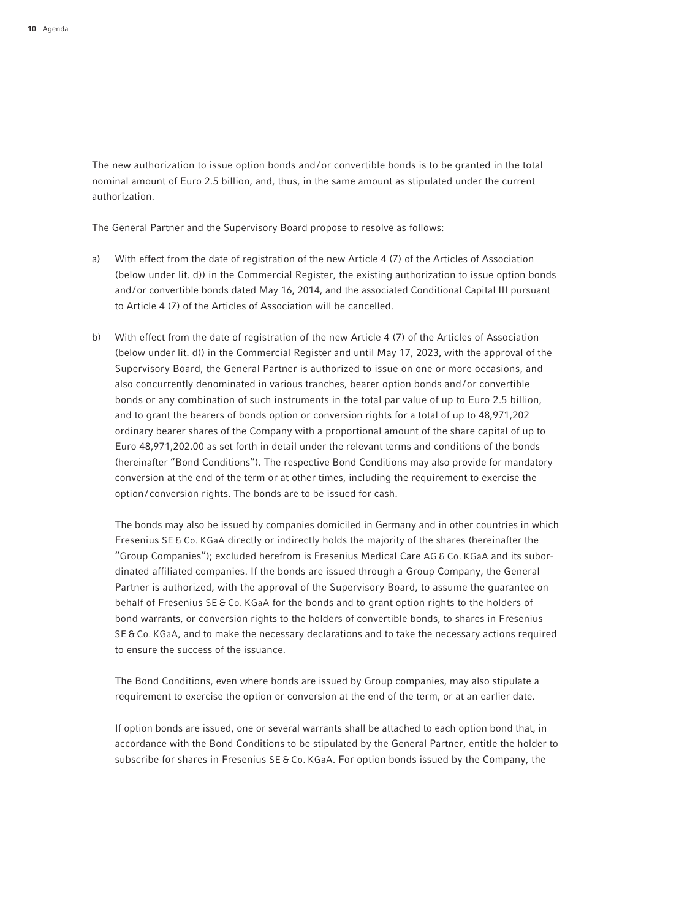The new authorization to issue option bonds and/or convertible bonds is to be granted in the total nominal amount of Euro 2.5 billion, and, thus, in the same amount as stipulated under the current authorization.

The General Partner and the Supervisory Board propose to resolve as follows:

a) With effect from the date of registration of the new Article 4 (7) of the Articles of Association (below under lit. d)) in the Commercial Register, the existing authorization to issue option bonds and/or convertible bonds dated May 16, 2014, and the associated Conditional Capital III pursuant to Article 4 (7) of the Articles of Association will be cancelled.

b) With effect from the date of registration of the new Article 4 (7) of the Articles of Association (below under lit. d)) in the Commercial Register and until May 17, 2023, with the approval of the Supervisory Board, the General Partner is authorized to issue on one or more occasions, and also concurrently denominated in various tranches, bearer option bonds and/or convertible bonds or any combination of such instruments in the total par value of up to Euro 2.5 billion, and to grant the bearers of bonds option or conversion rights for a total of up to 48,971,202 ordinary bearer shares of the Company with a proportional amount of the share capital of up to Euro 48,971,202.00 as set forth in detail under the relevant terms and conditions of the bonds (hereinafter "Bond Conditions"). The respective Bond Conditions may also provide for mandatory conversion at the end of the term or at other times, including the requirement to exercise the option/conversion rights. The bonds are to be issued for cash.

   The bonds may also be issued by companies domiciled in Germany and in other countries in which Fresenius SE & Co. KGaA directly or indirectly holds the majority of the shares (hereinafter the "Group Companies"); excluded herefrom is Fresenius Medical Care AG & Co. KGaA and its subordinated affiliated companies. If the bonds are issued through a Group Company, the General Partner is authorized, with the approval of the Supervisory Board, to assume the guarantee on behalf of Fresenius SE & Co. KGaA for the bonds and to grant option rights to the holders of bond warrants, or conversion rights to the holders of convertible bonds, to shares in Fresenius SE & Co. KGaA, and to make the necessary declarations and to take the necessary actions required to ensure the success of the issuance.

   The Bond Conditions, even where bonds are issued by Group companies, may also stipulate a requirement to exercise the option or conversion at the end of the term, or at an earlier date.

   If option bonds are issued, one or several warrants shall be attached to each option bond that, in accordance with the Bond Conditions to be stipulated by the General Partner, entitle the holder to subscribe for shares in Fresenius SE & Co. KGaA. For option bonds issued by the Company, the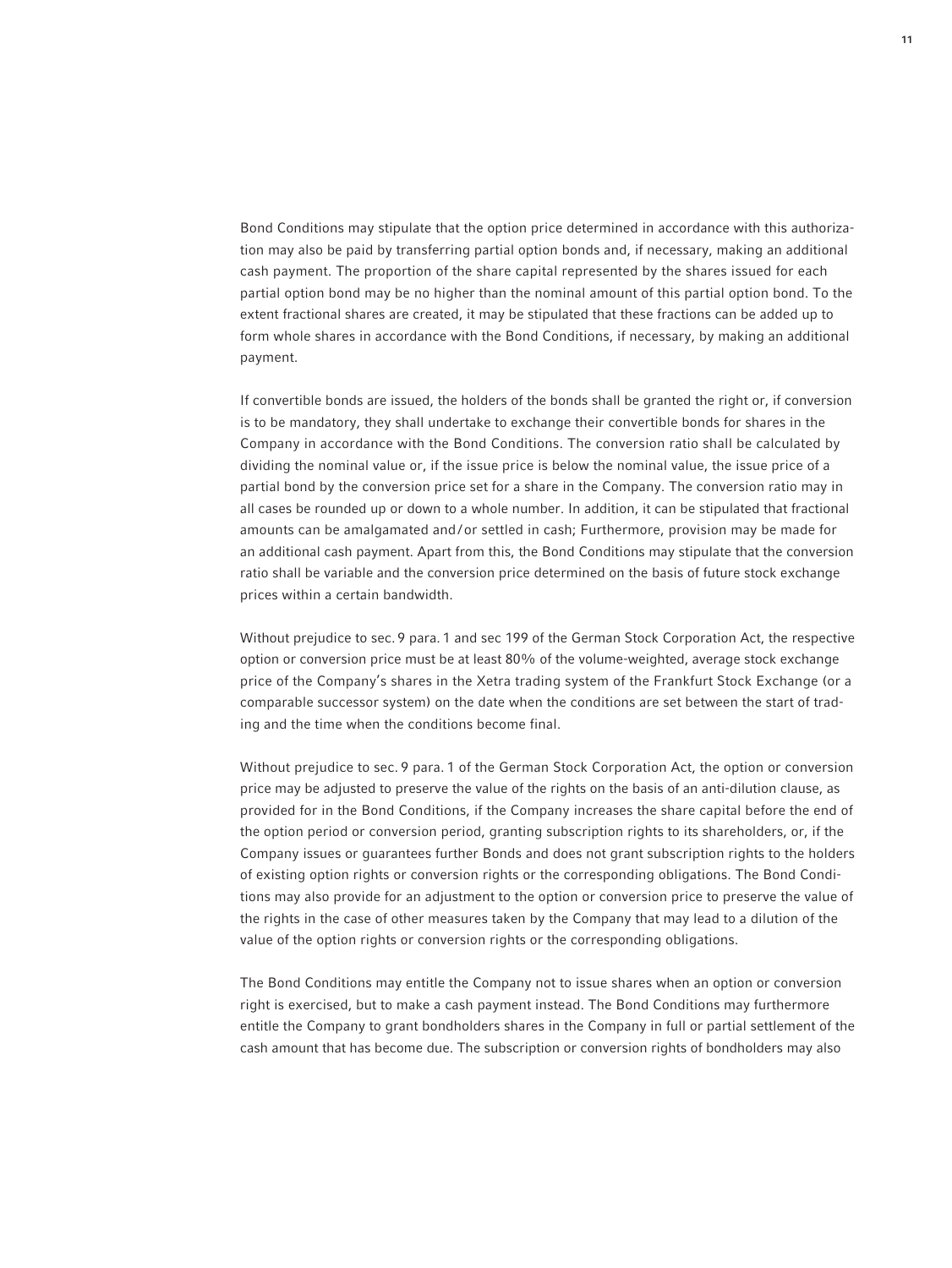Bond Conditions may stipulate that the option price determined in accordance with this authorization may also be paid by transferring partial option bonds and, if necessary, making an additional cash payment. The proportion of the share capital represented by the shares issued for each partial option bond may be no higher than the nominal amount of this partial option bond. To the extent fractional shares are created, it may be stipulated that these fractions can be added up to form whole shares in accordance with the Bond Conditions, if necessary, by making an additional payment.

If convertible bonds are issued, the holders of the bonds shall be granted the right or, if conversion is to be mandatory, they shall undertake to exchange their convertible bonds for shares in the Company in accordance with the Bond Conditions. The conversion ratio shall be calculated by dividing the nominal value or, if the issue price is below the nominal value, the issue price of a partial bond by the conversion price set for a share in the Company. The conversion ratio may in all cases be rounded up or down to a whole number. In addition, it can be stipulated that fractional amounts can be amalgamated and/or settled in cash; Furthermore, provision may be made for an additional cash payment. Apart from this, the Bond Conditions may stipulate that the conversion ratio shall be variable and the conversion price determined on the basis of future stock exchange prices within a certain bandwidth.

Without prejudice to sec. 9 para. 1 and sec 199 of the German Stock Corporation Act, the respective option or conversion price must be at least 80% of the volume-weighted, average stock exchange price of the Company's shares in the Xetra trading system of the Frankfurt Stock Exchange (or a comparable successor system) on the date when the conditions are set between the start of trading and the time when the conditions become final.

Without prejudice to sec. 9 para. 1 of the German Stock Corporation Act, the option or conversion price may be adjusted to preserve the value of the rights on the basis of an anti-dilution clause, as provided for in the Bond Conditions, if the Company increases the share capital before the end of the option period or conversion period, granting subscription rights to its shareholders, or, if the Company issues or guarantees further Bonds and does not grant subscription rights to the holders of existing option rights or conversion rights or the corresponding obligations. The Bond Conditions may also provide for an adjustment to the option or conversion price to preserve the value of the rights in the case of other measures taken by the Company that may lead to a dilution of the value of the option rights or conversion rights or the corresponding obligations.

The Bond Conditions may entitle the Company not to issue shares when an option or conversion right is exercised, but to make a cash payment instead. The Bond Conditions may furthermore entitle the Company to grant bondholders shares in the Company in full or partial settlement of the cash amount that has become due. The subscription or conversion rights of bondholders may also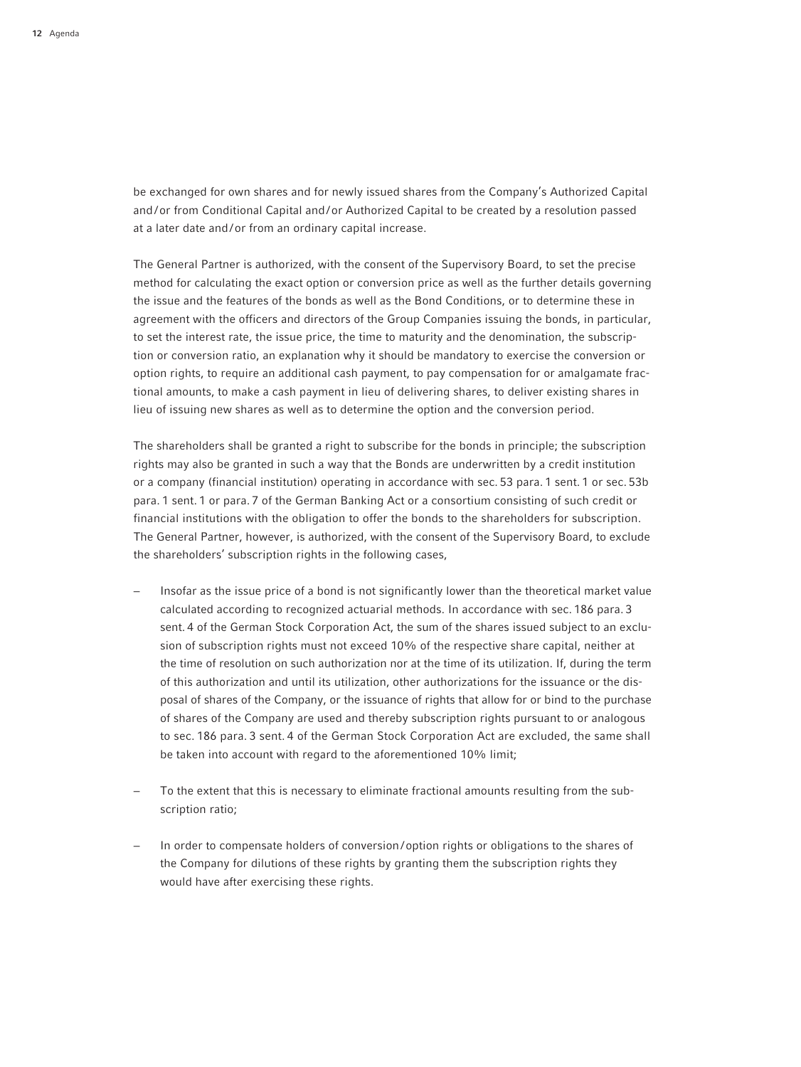be exchanged for own shares and for newly issued shares from the Company's Authorized Capital and/or from Conditional Capital and/or Authorized Capital to be created by a resolution passed at a later date and/or from an ordinary capital increase.

The General Partner is authorized, with the consent of the Supervisory Board, to set the precise method for calculating the exact option or conversion price as well as the further details governing the issue and the features of the bonds as well as the Bond Conditions, or to determine these in agreement with the officers and directors of the Group Companies issuing the bonds, in particular, to set the interest rate, the issue price, the time to maturity and the denomination, the subscription or conversion ratio, an explanation why it should be mandatory to exercise the conversion or option rights, to require an additional cash payment, to pay compensation for or amalgamate fractional amounts, to make a cash payment in lieu of delivering shares, to deliver existing shares in lieu of issuing new shares as well as to determine the option and the conversion period.

The shareholders shall be granted a right to subscribe for the bonds in principle; the subscription rights may also be granted in such a way that the Bonds are underwritten by a credit institution or a company (financial institution) operating in accordance with sec. 53 para. 1 sent. 1 or sec. 53b para. 1 sent. 1 or para. 7 of the German Banking Act or a consortium consisting of such credit or financial institutions with the obligation to offer the bonds to the shareholders for subscription. The General Partner, however, is authorized, with the consent of the Supervisory Board, to exclude the shareholders' subscription rights in the following cases,

- Insofar as the issue price of a bond is not significantly lower than the theoretical market value calculated according to recognized actuarial methods. In accordance with sec. 186 para. 3 sent. 4 of the German Stock Corporation Act, the sum of the shares issued subject to an exclusion of subscription rights must not exceed 10% of the respective share capital, neither at the time of resolution on such authorization nor at the time of its utilization. If, during the term of this authorization and until its utilization, other authorizations for the issuance or the disposal of shares of the Company, or the issuance of rights that allow for or bind to the purchase of shares of the Company are used and thereby subscription rights pursuant to or analogous to sec. 186 para. 3 sent. 4 of the German Stock Corporation Act are excluded, the same shall be taken into account with regard to the aforementioned 10% limit;

- To the extent that this is necessary to eliminate fractional amounts resulting from the subscription ratio;

- In order to compensate holders of conversion/option rights or obligations to the shares of the Company for dilutions of these rights by granting them the subscription rights they would have after exercising these rights.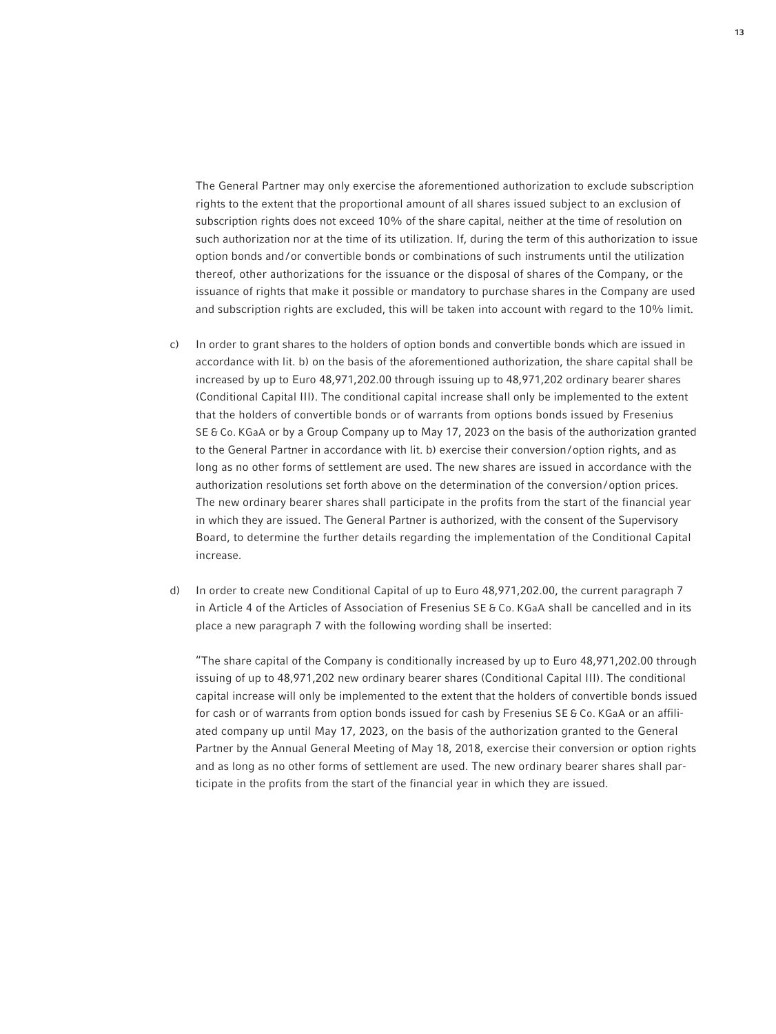The General Partner may only exercise the aforementioned authorization to exclude subscription rights to the extent that the proportional amount of all shares issued subject to an exclusion of subscription rights does not exceed 10% of the share capital, neither at the time of resolution on such authorization nor at the time of its utilization. If, during the term of this authorization to issue option bonds and/or convertible bonds or combinations of such instruments until the utilization thereof, other authorizations for the issuance or the disposal of shares of the Company, or the issuance of rights that make it possible or mandatory to purchase shares in the Company are used and subscription rights are excluded, this will be taken into account with regard to the 10% limit.

c) In order to grant shares to the holders of option bonds and convertible bonds which are issued in accordance with lit. b) on the basis of the aforementioned authorization, the share capital shall be increased by up to Euro 48,971,202.00 through issuing up to 48,971,202 ordinary bearer shares (Conditional Capital III). The conditional capital increase shall only be implemented to the extent that the holders of convertible bonds or of warrants from options bonds issued by Fresenius SE & Co. KGaA or by a Group Company up to May 17, 2023 on the basis of the authorization granted to the General Partner in accordance with lit. b) exercise their conversion/option rights, and as long as no other forms of settlement are used. The new shares are issued in accordance with the authorization resolutions set forth above on the determination of the conversion/option prices. The new ordinary bearer shares shall participate in the profits from the start of the financial year in which they are issued. The General Partner is authorized, with the consent of the Supervisory Board, to determine the further details regarding the implementation of the Conditional Capital increase.

d) In order to create new Conditional Capital of up to Euro 48,971,202.00, the current paragraph 7 in Article 4 of the Articles of Association of Fresenius SE & Co. KGaA shall be cancelled and in its place a new paragraph 7 with the following wording shall be inserted:

"The share capital of the Company is conditionally increased by up to Euro 48,971,202.00 through issuing of up to 48,971,202 new ordinary bearer shares (Conditional Capital III). The conditional capital increase will only be implemented to the extent that the holders of convertible bonds issued for cash or of warrants from option bonds issued for cash by Fresenius SE & Co. KGaA or an affiliated company up until May 17, 2023, on the basis of the authorization granted to the General Partner by the Annual General Meeting of May 18, 2018, exercise their conversion or option rights and as long as no other forms of settlement are used. The new ordinary bearer shares shall participate in the profits from the start of the financial year in which they are issued.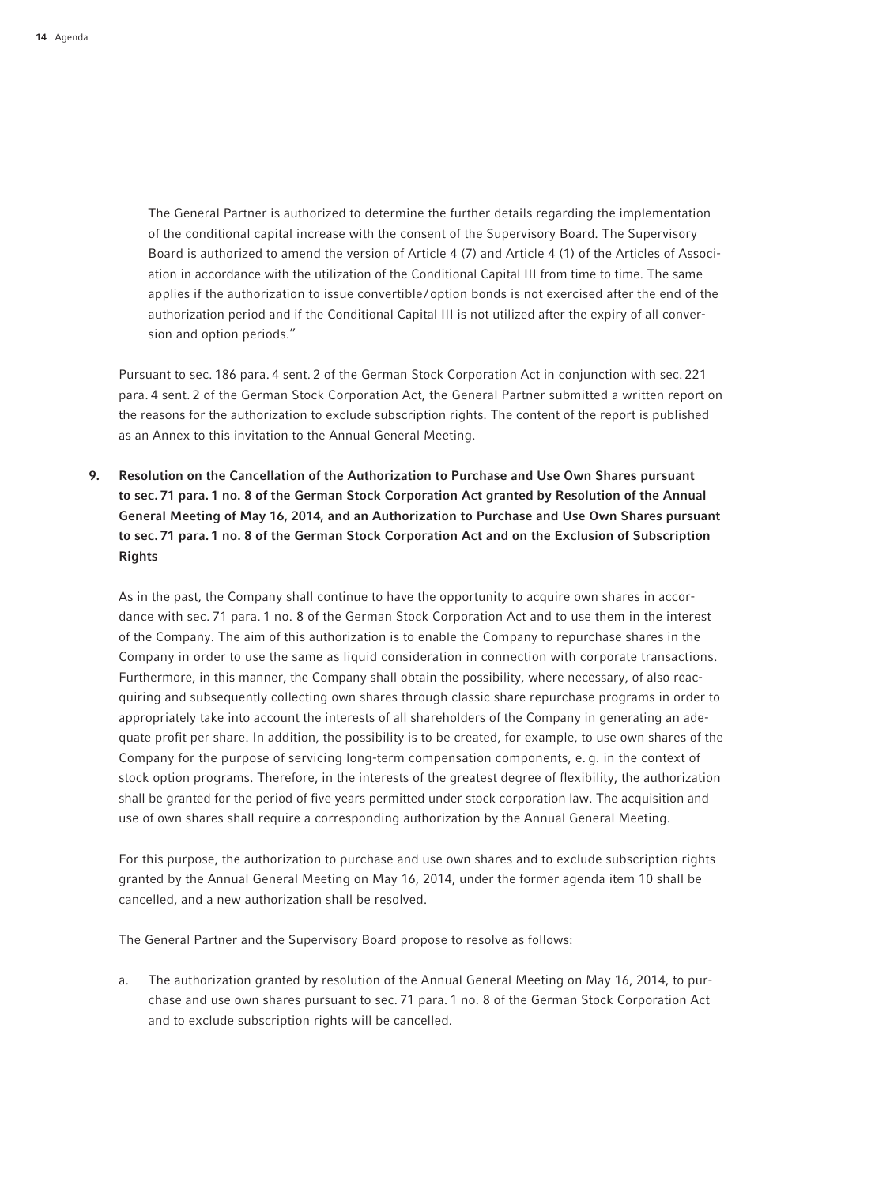The General Partner is authorized to determine the further details regarding the implementation of the conditional capital increase with the consent of the Supervisory Board. The Supervisory Board is authorized to amend the version of Article 4 (7) and Article 4 (1) of the Articles of Association in accordance with the utilization of the Conditional Capital III from time to time. The same applies if the authorization to issue convertible/option bonds is not exercised after the end of the authorization period and if the Conditional Capital III is not utilized after the expiry of all conversion and option periods."

Pursuant to sec. 186 para. 4 sent. 2 of the German Stock Corporation Act in conjunction with sec. 221 para. 4 sent. 2 of the German Stock Corporation Act, the General Partner submitted a written report on the reasons for the authorization to exclude subscription rights. The content of the report is published as an Annex to this invitation to the Annual General Meeting.

**9. Resolution on the Cancellation of the Authorization to Purchase and Use Own Shares pursuant to sec. 71 para. 1 no. 8 of the German Stock Corporation Act granted by Resolution of the Annual General Meeting of May 16, 2014, and an Authorization to Purchase and Use Own Shares pursuant to sec. 71 para. 1 no. 8 of the German Stock Corporation Act and on the Exclusion of Subscription Rights**

As in the past, the Company shall continue to have the opportunity to acquire own shares in accordance with sec. 71 para. 1 no. 8 of the German Stock Corporation Act and to use them in the interest of the Company. The aim of this authorization is to enable the Company to repurchase shares in the Company in order to use the same as liquid consideration in connection with corporate transactions. Furthermore, in this manner, the Company shall obtain the possibility, where necessary, of also reacquiring and subsequently collecting own shares through classic share repurchase programs in order to appropriately take into account the interests of all shareholders of the Company in generating an adequate profit per share. In addition, the possibility is to be created, for example, to use own shares of the Company for the purpose of servicing long-term compensation components, e. g. in the context of stock option programs. Therefore, in the interests of the greatest degree of flexibility, the authorization shall be granted for the period of five years permitted under stock corporation law. The acquisition and use of own shares shall require a corresponding authorization by the Annual General Meeting.

For this purpose, the authorization to purchase and use own shares and to exclude subscription rights granted by the Annual General Meeting on May 16, 2014, under the former agenda item 10 shall be cancelled, and a new authorization shall be resolved.

The General Partner and the Supervisory Board propose to resolve as follows:

a. The authorization granted by resolution of the Annual General Meeting on May 16, 2014, to purchase and use own shares pursuant to sec. 71 para. 1 no. 8 of the German Stock Corporation Act and to exclude subscription rights will be cancelled.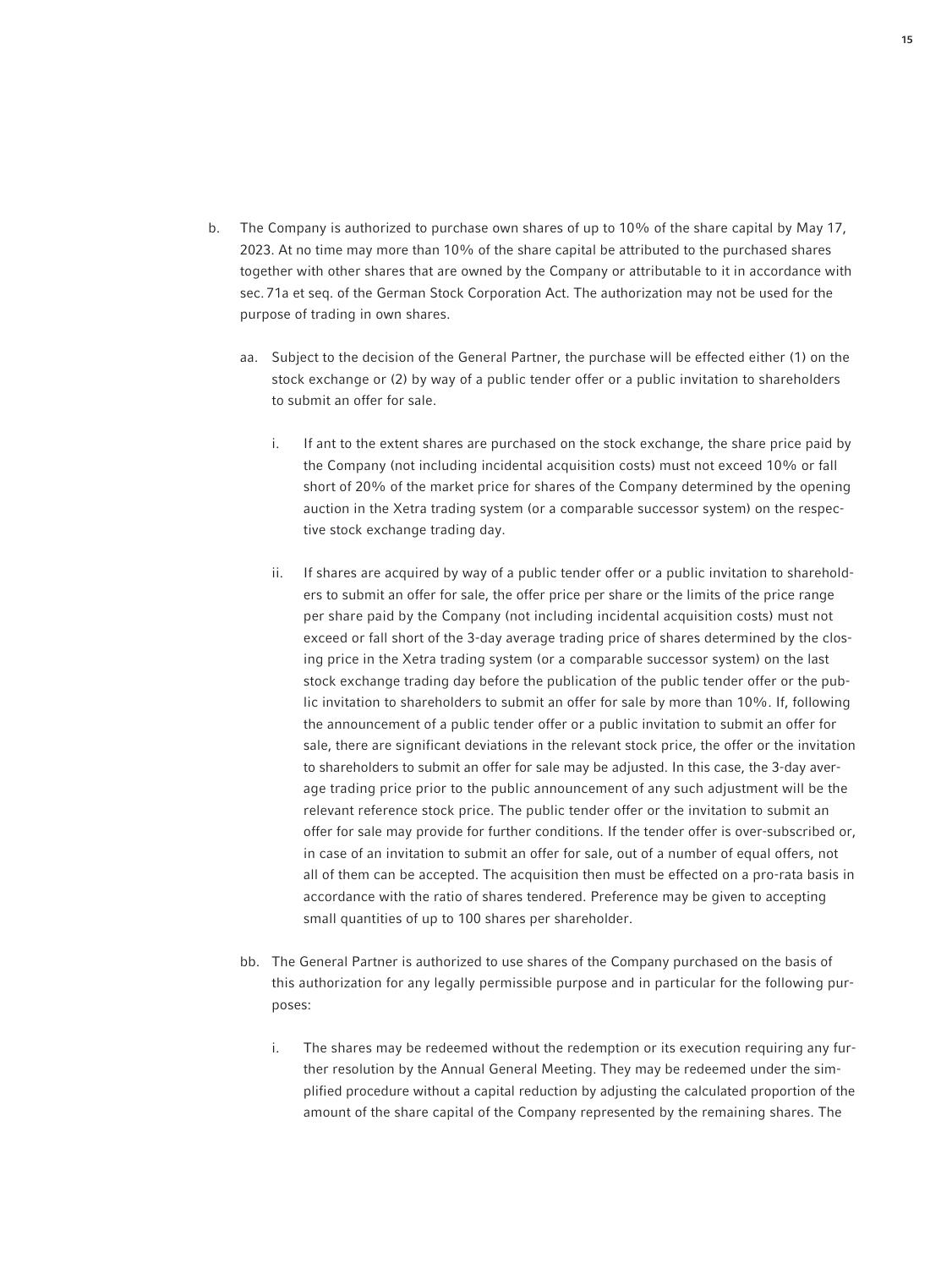b. The Company is authorized to purchase own shares of up to 10% of the share capital by May 17, 2023. At no time may more than 10% of the share capital be attributed to the purchased shares together with other shares that are owned by the Company or attributable to it in accordance with sec. 71a et seq. of the German Stock Corporation Act. The authorization may not be used for the purpose of trading in own shares.

   aa. Subject to the decision of the General Partner, the purchase will be effected either (1) on the stock exchange or (2) by way of a public tender offer or a public invitation to shareholders to submit an offer for sale.

      i. If ant to the extent shares are purchased on the stock exchange, the share price paid by the Company (not including incidental acquisition costs) must not exceed 10% or fall short of 20% of the market price for shares of the Company determined by the opening auction in the Xetra trading system (or a comparable successor system) on the respective stock exchange trading day.

      ii. If shares are acquired by way of a public tender offer or a public invitation to shareholders to submit an offer for sale, the offer price per share or the limits of the price range per share paid by the Company (not including incidental acquisition costs) must not exceed or fall short of the 3-day average trading price of shares determined by the closing price in the Xetra trading system (or a comparable successor system) on the last stock exchange trading day before the publication of the public tender offer or the public invitation to shareholders to submit an offer for sale by more than 10%. If, following the announcement of a public tender offer or a public invitation to submit an offer for sale, there are significant deviations in the relevant stock price, the offer or the invitation to shareholders to submit an offer for sale may be adjusted. In this case, the 3-day average trading price prior to the public announcement of any such adjustment will be the relevant reference stock price. The public tender offer or the invitation to submit an offer for sale may provide for further conditions. If the tender offer is over-subscribed or, in case of an invitation to submit an offer for sale, out of a number of equal offers, not all of them can be accepted. The acquisition then must be effected on a pro-rata basis in accordance with the ratio of shares tendered. Preference may be given to accepting small quantities of up to 100 shares per shareholder.

   bb. The General Partner is authorized to use shares of the Company purchased on the basis of this authorization for any legally permissible purpose and in particular for the following purposes:

      i. The shares may be redeemed without the redemption or its execution requiring any further resolution by the Annual General Meeting. They may be redeemed under the simplified procedure without a capital reduction by adjusting the calculated proportion of the amount of the share capital of the Company represented by the remaining shares. The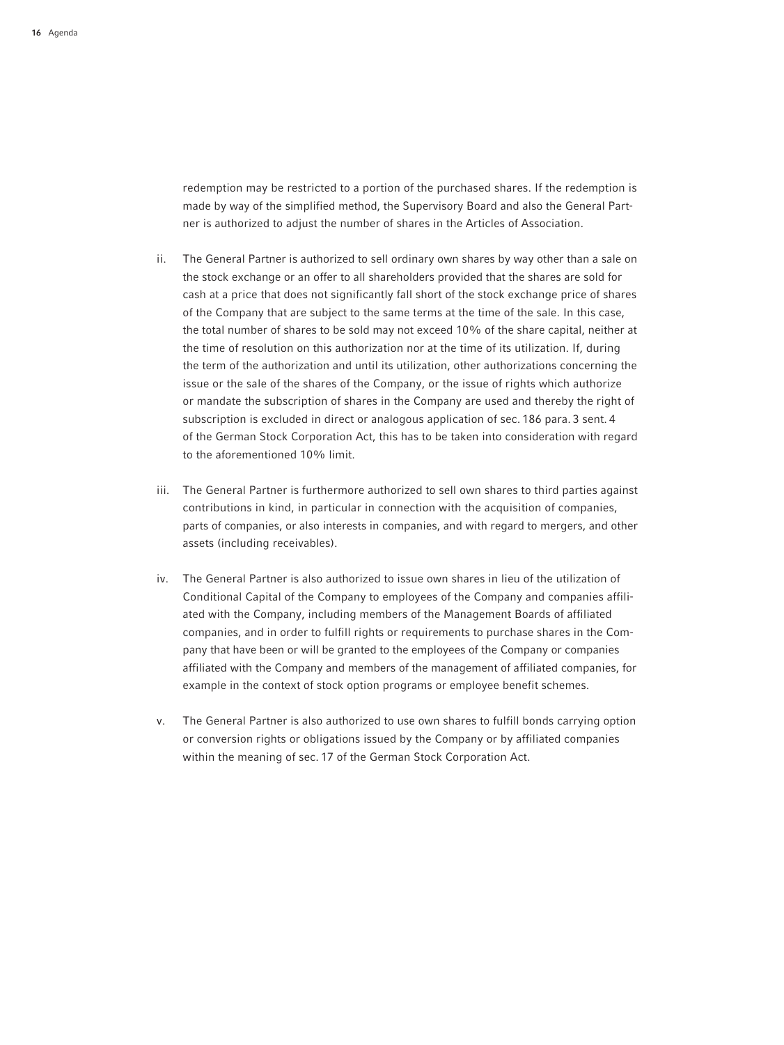redemption may be restricted to a portion of the purchased shares. If the redemption is made by way of the simplified method, the Supervisory Board and also the General Partner is authorized to adjust the number of shares in the Articles of Association.

ii. The General Partner is authorized to sell ordinary own shares by way other than a sale on the stock exchange or an offer to all shareholders provided that the shares are sold for cash at a price that does not significantly fall short of the stock exchange price of shares of the Company that are subject to the same terms at the time of the sale. In this case, the total number of shares to be sold may not exceed 10% of the share capital, neither at the time of resolution on this authorization nor at the time of its utilization. If, during the term of the authorization and until its utilization, other authorizations concerning the issue or the sale of the shares of the Company, or the issue of rights which authorize or mandate the subscription of shares in the Company are used and thereby the right of subscription is excluded in direct or analogous application of sec. 186 para. 3 sent. 4 of the German Stock Corporation Act, this has to be taken into consideration with regard to the aforementioned 10% limit.

iii. The General Partner is furthermore authorized to sell own shares to third parties against contributions in kind, in particular in connection with the acquisition of companies, parts of companies, or also interests in companies, and with regard to mergers, and other assets (including receivables).

iv. The General Partner is also authorized to issue own shares in lieu of the utilization of Conditional Capital of the Company to employees of the Company and companies affiliated with the Company, including members of the Management Boards of affiliated companies, and in order to fulfill rights or requirements to purchase shares in the Company that have been or will be granted to the employees of the Company or companies affiliated with the Company and members of the management of affiliated companies, for example in the context of stock option programs or employee benefit schemes.

v. The General Partner is also authorized to use own shares to fulfill bonds carrying option or conversion rights or obligations issued by the Company or by affiliated companies within the meaning of sec. 17 of the German Stock Corporation Act.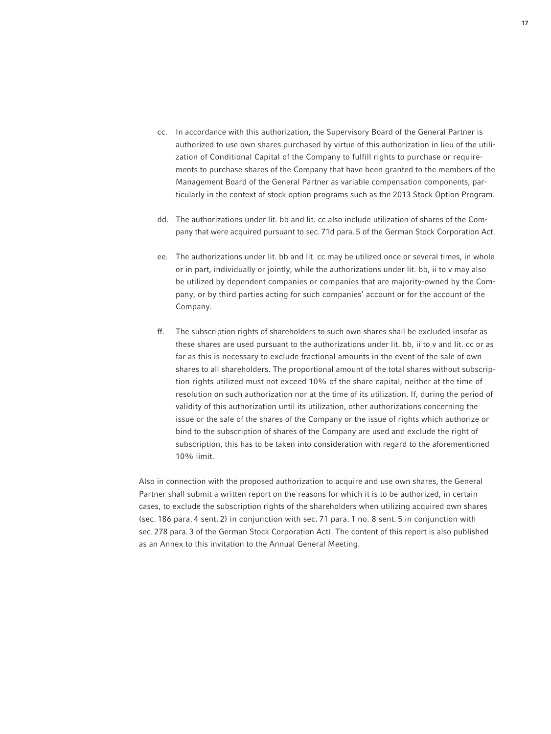cc. In accordance with this authorization, the Supervisory Board of the General Partner is authorized to use own shares purchased by virtue of this authorization in lieu of the utilization of Conditional Capital of the Company to fulfill rights to purchase or requirements to purchase shares of the Company that have been granted to the members of the Management Board of the General Partner as variable compensation components, particularly in the context of stock option programs such as the 2013 Stock Option Program.

dd. The authorizations under lit. bb and lit. cc also include utilization of shares of the Company that were acquired pursuant to sec. 71d para. 5 of the German Stock Corporation Act.

ee. The authorizations under lit. bb and lit. cc may be utilized once or several times, in whole or in part, individually or jointly, while the authorizations under lit. bb, ii to v may also be utilized by dependent companies or companies that are majority-owned by the Company, or by third parties acting for such companies' account or for the account of the Company.

ff. The subscription rights of shareholders to such own shares shall be excluded insofar as these shares are used pursuant to the authorizations under lit. bb, ii to v and lit. cc or as far as this is necessary to exclude fractional amounts in the event of the sale of own shares to all shareholders. The proportional amount of the total shares without subscription rights utilized must not exceed 10% of the share capital, neither at the time of resolution on such authorization nor at the time of its utilization. If, during the period of validity of this authorization until its utilization, other authorizations concerning the issue or the sale of the shares of the Company or the issue of rights which authorize or bind to the subscription of shares of the Company are used and exclude the right of subscription, this has to be taken into consideration with regard to the aforementioned 10% limit.

Also in connection with the proposed authorization to acquire and use own shares, the General Partner shall submit a written report on the reasons for which it is to be authorized, in certain cases, to exclude the subscription rights of the shareholders when utilizing acquired own shares (sec. 186 para. 4 sent. 2) in conjunction with sec. 71 para. 1 no. 8 sent. 5 in conjunction with sec. 278 para. 3 of the German Stock Corporation Act). The content of this report is also published as an Annex to this invitation to the Annual General Meeting.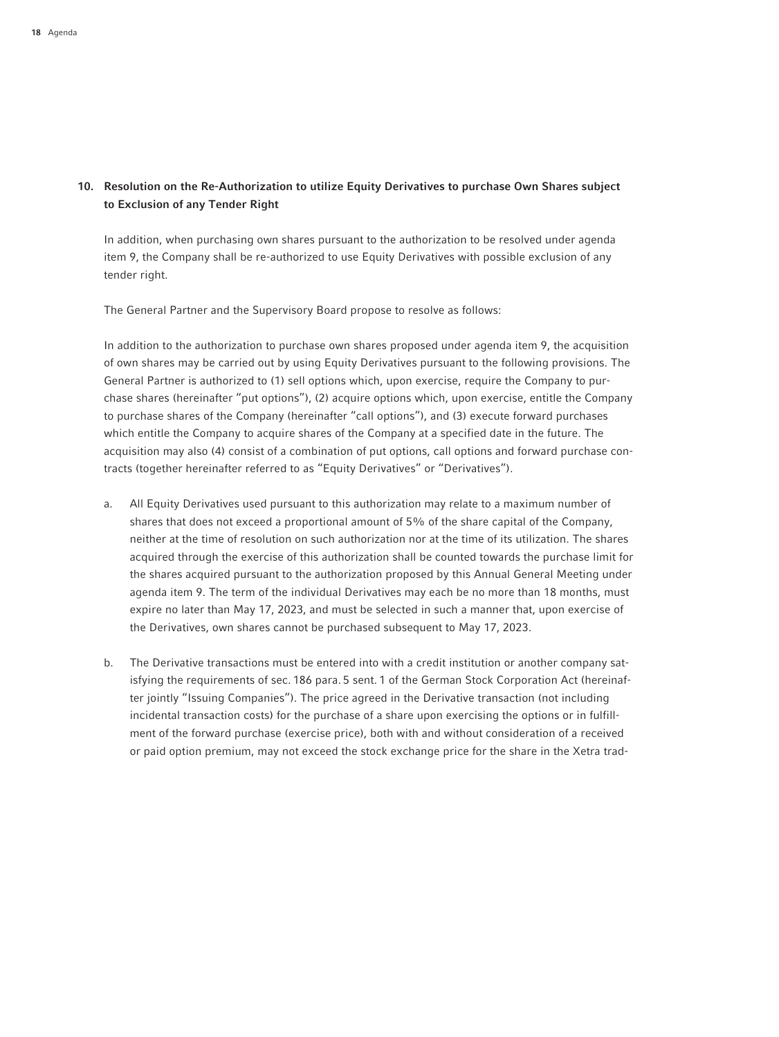## 10. Resolution on the Re-Authorization to utilize Equity Derivatives to purchase Own Shares subject to Exclusion of any Tender Right

In addition, when purchasing own shares pursuant to the authorization to be resolved under agenda item 9, the Company shall be re-authorized to use Equity Derivatives with possible exclusion of any tender right.

The General Partner and the Supervisory Board propose to resolve as follows:

In addition to the authorization to purchase own shares proposed under agenda item 9, the acquisition of own shares may be carried out by using Equity Derivatives pursuant to the following provisions. The General Partner is authorized to (1) sell options which, upon exercise, require the Company to purchase shares (hereinafter "put options"), (2) acquire options which, upon exercise, entitle the Company to purchase shares of the Company (hereinafter "call options"), and (3) execute forward purchases which entitle the Company to acquire shares of the Company at a specified date in the future. The acquisition may also (4) consist of a combination of put options, call options and forward purchase contracts (together hereinafter referred to as "Equity Derivatives" or "Derivatives").

a. All Equity Derivatives used pursuant to this authorization may relate to a maximum number of shares that does not exceed a proportional amount of 5% of the share capital of the Company, neither at the time of resolution on such authorization nor at the time of its utilization. The shares acquired through the exercise of this authorization shall be counted towards the purchase limit for the shares acquired pursuant to the authorization proposed by this Annual General Meeting under agenda item 9. The term of the individual Derivatives may each be no more than 18 months, must expire no later than May 17, 2023, and must be selected in such a manner that, upon exercise of the Derivatives, own shares cannot be purchased subsequent to May 17, 2023.

b. The Derivative transactions must be entered into with a credit institution or another company satisfying the requirements of sec. 186 para. 5 sent. 1 of the German Stock Corporation Act (hereinafter jointly "Issuing Companies"). The price agreed in the Derivative transaction (not including incidental transaction costs) for the purchase of a share upon exercising the options or in fulfillment of the forward purchase (exercise price), both with and without consideration of a received or paid option premium, may not exceed the stock exchange price for the share in the Xetra trad-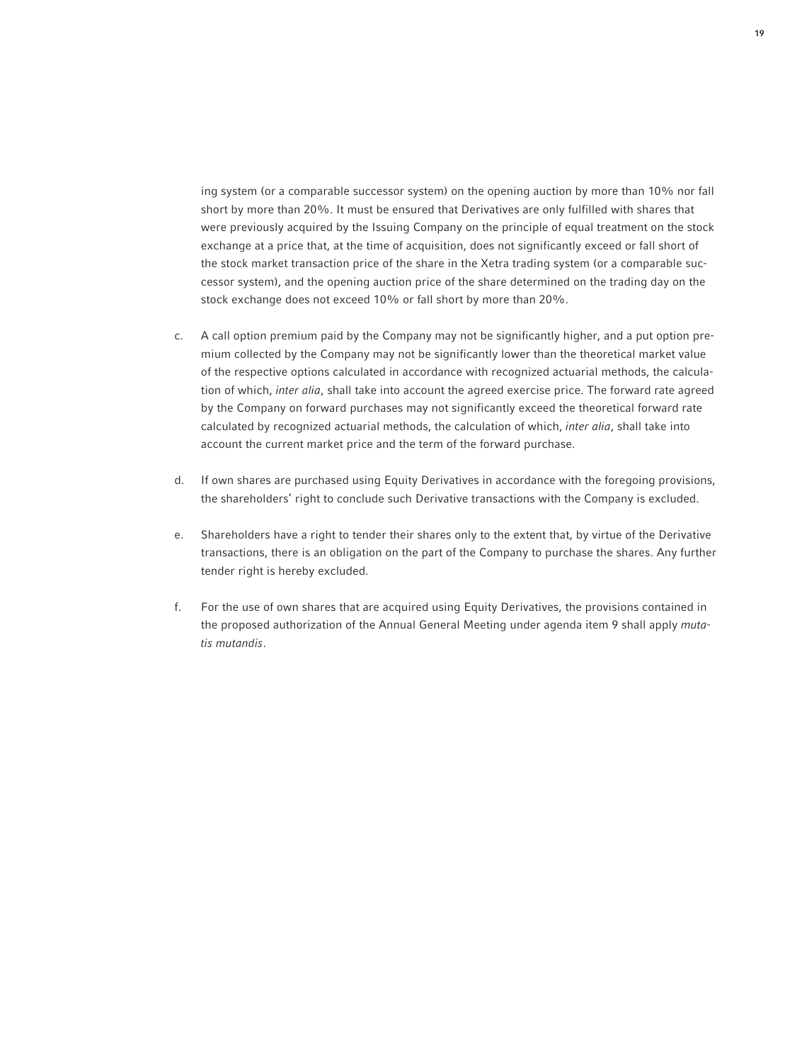ing system (or a comparable successor system) on the opening auction by more than 10% nor fall short by more than 20%. It must be ensured that Derivatives are only fulfilled with shares that were previously acquired by the Issuing Company on the principle of equal treatment on the stock exchange at a price that, at the time of acquisition, does not significantly exceed or fall short of the stock market transaction price of the share in the Xetra trading system (or a comparable successor system), and the opening auction price of the share determined on the trading day on the stock exchange does not exceed 10% or fall short by more than 20%.

c. A call option premium paid by the Company may not be significantly higher, and a put option premium collected by the Company may not be significantly lower than the theoretical market value of the respective options calculated in accordance with recognized actuarial methods, the calculation of which, *inter alia*, shall take into account the agreed exercise price. The forward rate agreed by the Company on forward purchases may not significantly exceed the theoretical forward rate calculated by recognized actuarial methods, the calculation of which, *inter alia*, shall take into account the current market price and the term of the forward purchase.

d. If own shares are purchased using Equity Derivatives in accordance with the foregoing provisions, the shareholders' right to conclude such Derivative transactions with the Company is excluded.

e. Shareholders have a right to tender their shares only to the extent that, by virtue of the Derivative transactions, there is an obligation on the part of the Company to purchase the shares. Any further tender right is hereby excluded.

f. For the use of own shares that are acquired using Equity Derivatives, the provisions contained in the proposed authorization of the Annual General Meeting under agenda item 9 shall apply *mutatis mutandis*.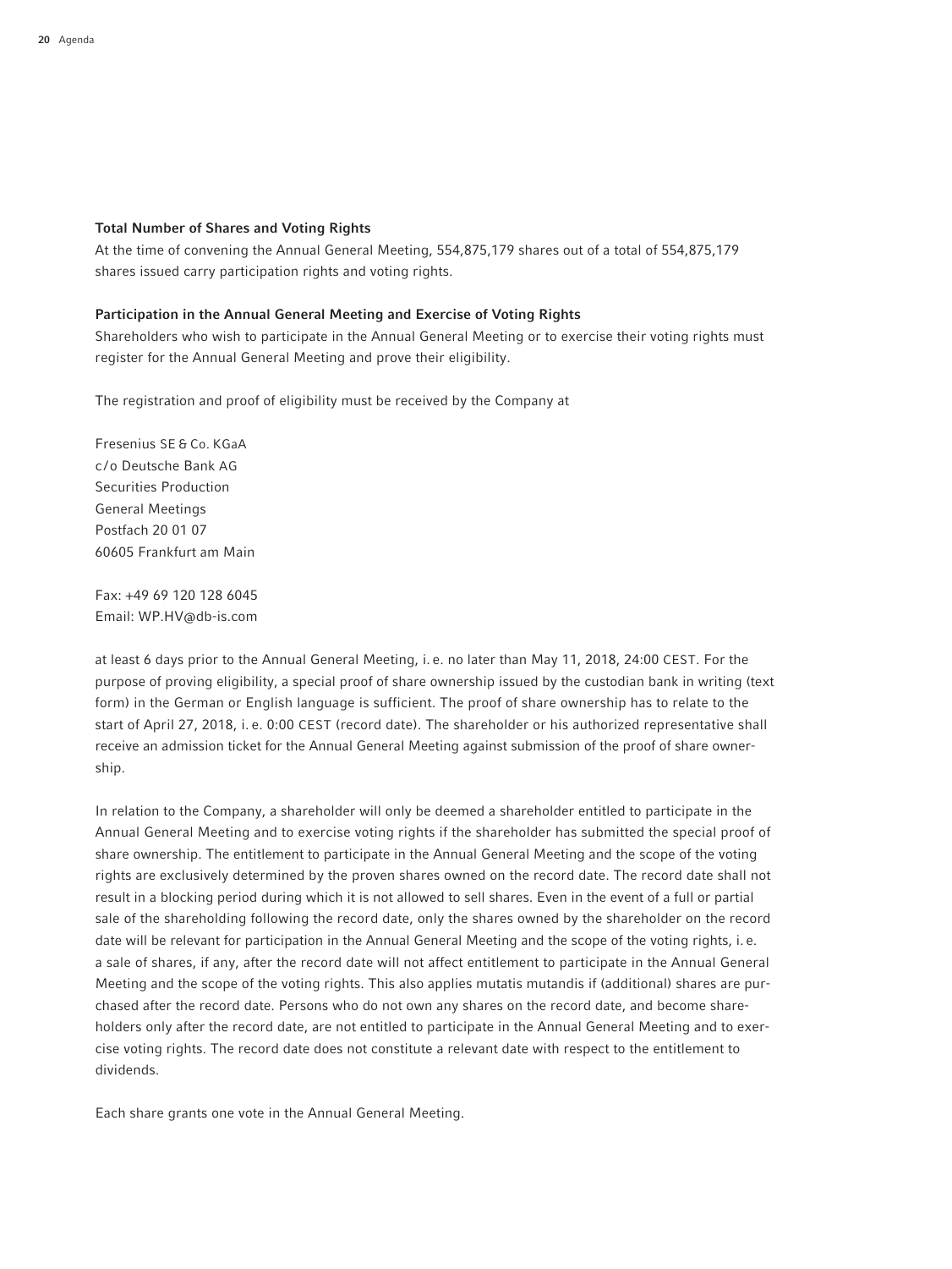### Total Number of Shares and Voting Rights

At the time of convening the Annual General Meeting, 554,875,179 shares out of a total of 554,875,179 shares issued carry participation rights and voting rights.

### Participation in the Annual General Meeting and Exercise of Voting Rights

Shareholders who wish to participate in the Annual General Meeting or to exercise their voting rights must register for the Annual General Meeting and prove their eligibility.

The registration and proof of eligibility must be received by the Company at

Fresenius SE & Co. KGaA
c/o Deutsche Bank AG
Securities Production
General Meetings
Postfach 20 01 07
60605 Frankfurt am Main

Fax: +49 69 120 128 6045
Email: WP.HV@db-is.com

at least 6 days prior to the Annual General Meeting, i. e. no later than May 11, 2018, 24:00 CEST. For the purpose of proving eligibility, a special proof of share ownership issued by the custodian bank in writing (text form) in the German or English language is sufficient. The proof of share ownership has to relate to the start of April 27, 2018, i. e. 0:00 CEST (record date). The shareholder or his authorized representative shall receive an admission ticket for the Annual General Meeting against submission of the proof of share ownership.

In relation to the Company, a shareholder will only be deemed a shareholder entitled to participate in the Annual General Meeting and to exercise voting rights if the shareholder has submitted the special proof of share ownership. The entitlement to participate in the Annual General Meeting and the scope of the voting rights are exclusively determined by the proven shares owned on the record date. The record date shall not result in a blocking period during which it is not allowed to sell shares. Even in the event of a full or partial sale of the shareholding following the record date, only the shares owned by the shareholder on the record date will be relevant for participation in the Annual General Meeting and the scope of the voting rights, i. e. a sale of shares, if any, after the record date will not affect entitlement to participate in the Annual General Meeting and the scope of the voting rights. This also applies mutatis mutandis if (additional) shares are purchased after the record date. Persons who do not own any shares on the record date, and become shareholders only after the record date, are not entitled to participate in the Annual General Meeting and to exercise voting rights. The record date does not constitute a relevant date with respect to the entitlement to dividends.

Each share grants one vote in the Annual General Meeting.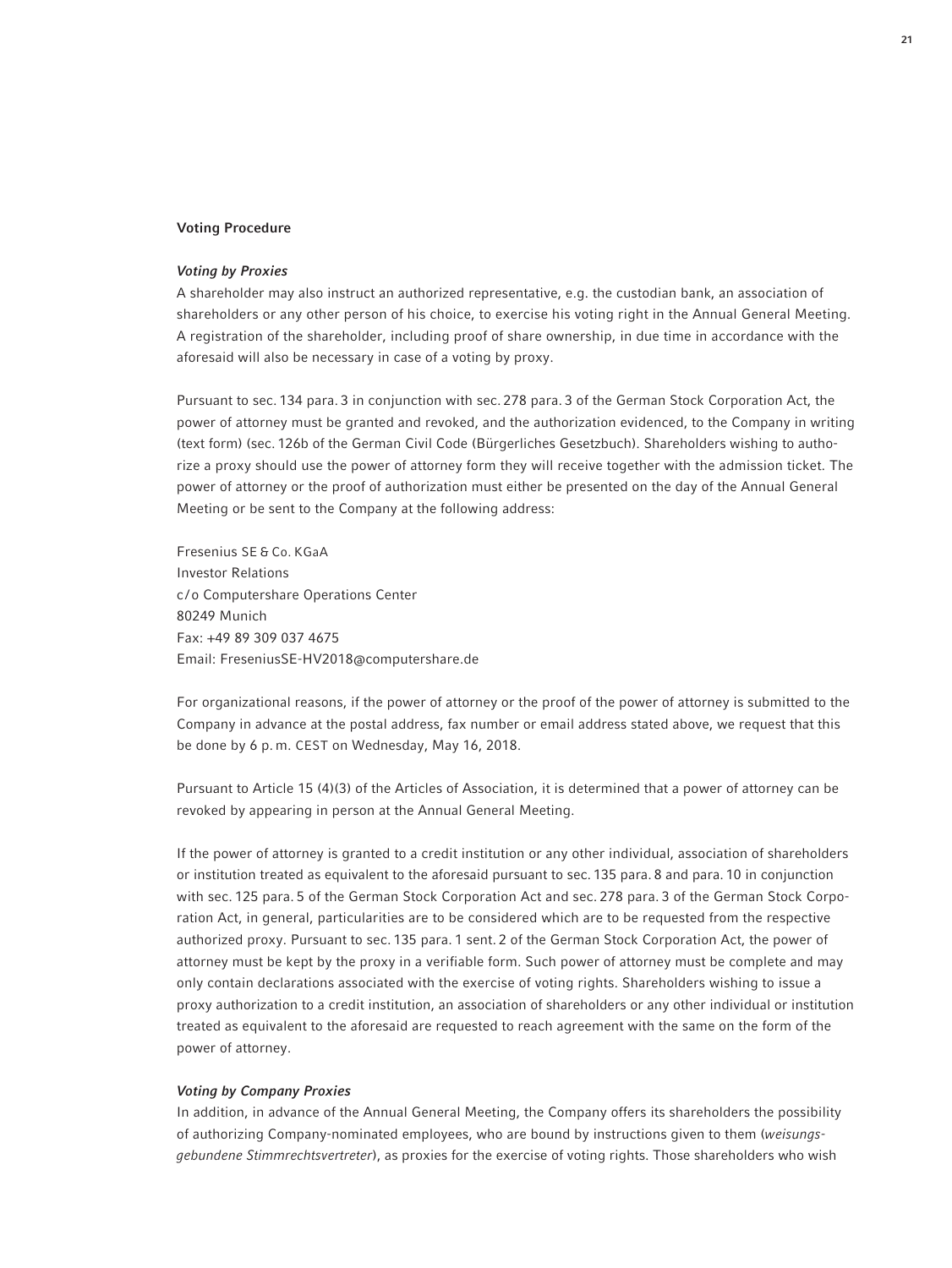## Voting Procedure

### *Voting by Proxies*

A shareholder may also instruct an authorized representative, e.g. the custodian bank, an association of shareholders or any other person of his choice, to exercise his voting right in the Annual General Meeting. A registration of the shareholder, including proof of share ownership, in due time in accordance with the aforesaid will also be necessary in case of a voting by proxy.

Pursuant to sec. 134 para. 3 in conjunction with sec. 278 para. 3 of the German Stock Corporation Act, the power of attorney must be granted and revoked, and the authorization evidenced, to the Company in writing (text form) (sec. 126b of the German Civil Code (Bürgerliches Gesetzbuch). Shareholders wishing to authorize a proxy should use the power of attorney form they will receive together with the admission ticket. The power of attorney or the proof of authorization must either be presented on the day of the Annual General Meeting or be sent to the Company at the following address:

Fresenius SE & Co. KGaA
Investor Relations
c/o Computershare Operations Center
80249 Munich
Fax: +49 89 309 037 4675
Email: FreseniusSE-HV2018@computershare.de

For organizational reasons, if the power of attorney or the proof of the power of attorney is submitted to the Company in advance at the postal address, fax number or email address stated above, we request that this be done by 6 p.m. CEST on Wednesday, May 16, 2018.

Pursuant to Article 15 (4)(3) of the Articles of Association, it is determined that a power of attorney can be revoked by appearing in person at the Annual General Meeting.

If the power of attorney is granted to a credit institution or any other individual, association of shareholders or institution treated as equivalent to the aforesaid pursuant to sec. 135 para. 8 and para. 10 in conjunction with sec. 125 para. 5 of the German Stock Corporation Act and sec. 278 para. 3 of the German Stock Corporation Act, in general, particularities are to be considered which are to be requested from the respective authorized proxy. Pursuant to sec. 135 para. 1 sent. 2 of the German Stock Corporation Act, the power of attorney must be kept by the proxy in a verifiable form. Such power of attorney must be complete and may only contain declarations associated with the exercise of voting rights. Shareholders wishing to issue a proxy authorization to a credit institution, an association of shareholders or any other individual or institution treated as equivalent to the aforesaid are requested to reach agreement with the same on the form of the power of attorney.

### *Voting by Company Proxies*

In addition, in advance of the Annual General Meeting, the Company offers its shareholders the possibility of authorizing Company-nominated employees, who are bound by instructions given to them (*weisungsgebundene Stimmrechtsvertreter*), as proxies for the exercise of voting rights. Those shareholders who wish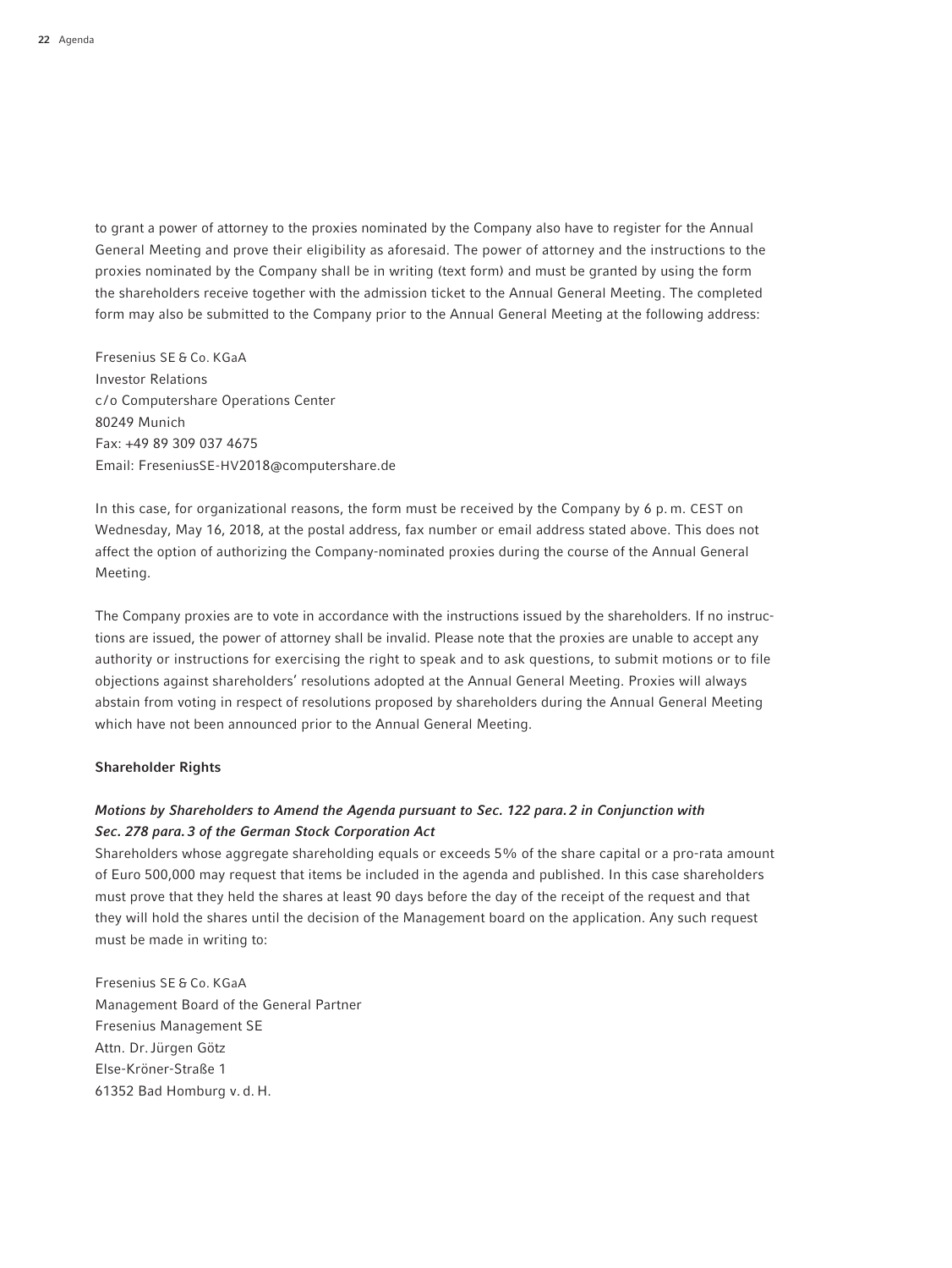to grant a power of attorney to the proxies nominated by the Company also have to register for the Annual General Meeting and prove their eligibility as aforesaid. The power of attorney and the instructions to the proxies nominated by the Company shall be in writing (text form) and must be granted by using the form the shareholders receive together with the admission ticket to the Annual General Meeting. The completed form may also be submitted to the Company prior to the Annual General Meeting at the following address:

Fresenius SE & Co. KGaA  
Investor Relations  
c/o Computershare Operations Center  
80249 Munich  
Fax: +49 89 309 037 4675  
Email: FreseniusSE-HV2018@computershare.de

In this case, for organizational reasons, the form must be received by the Company by 6 p.m. CEST on Wednesday, May 16, 2018, at the postal address, fax number or email address stated above. This does not affect the option of authorizing the Company-nominated proxies during the course of the Annual General Meeting.

The Company proxies are to vote in accordance with the instructions issued by the shareholders. If no instructions are issued, the power of attorney shall be invalid. Please note that the proxies are unable to accept any authority or instructions for exercising the right to speak and to ask questions, to submit motions or to file objections against shareholders' resolutions adopted at the Annual General Meeting. Proxies will always abstain from voting in respect of resolutions proposed by shareholders during the Annual General Meeting which have not been announced prior to the Annual General Meeting.

**Shareholder Rights**

***Motions by Shareholders to Amend the Agenda pursuant to Sec. 122 para. 2 in Conjunction with Sec. 278 para. 3 of the German Stock Corporation Act***

Shareholders whose aggregate shareholding equals or exceeds 5% of the share capital or a pro-rata amount of Euro 500,000 may request that items be included in the agenda and published. In this case shareholders must prove that they held the shares at least 90 days before the day of the receipt of the request and that they will hold the shares until the decision of the Management board on the application. Any such request must be made in writing to:

Fresenius SE & Co. KGaA  
Management Board of the General Partner  
Fresenius Management SE  
Attn. Dr. Jürgen Götz  
Else-Kröner-Straße 1  
61352 Bad Homburg v. d. H.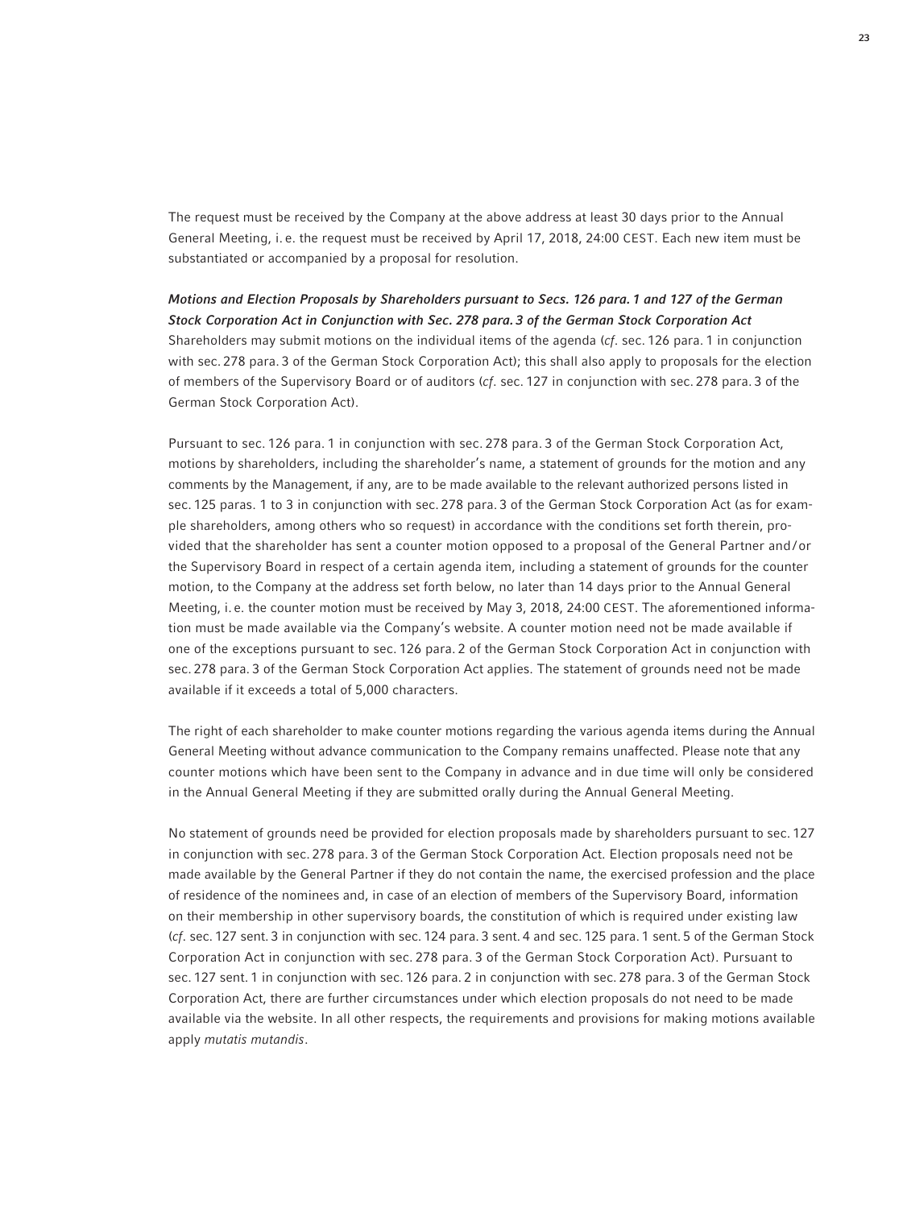The request must be received by the Company at the above address at least 30 days prior to the Annual General Meeting, i. e. the request must be received by April 17, 2018, 24:00 CEST. Each new item must be substantiated or accompanied by a proposal for resolution.

***Motions and Election Proposals by Shareholders pursuant to Secs. 126 para. 1 and 127 of the German Stock Corporation Act in Conjunction with Sec. 278 para. 3 of the German Stock Corporation Act***

Shareholders may submit motions on the individual items of the agenda (*cf*. sec. 126 para. 1 in conjunction with sec. 278 para. 3 of the German Stock Corporation Act); this shall also apply to proposals for the election of members of the Supervisory Board or of auditors (*cf*. sec. 127 in conjunction with sec. 278 para. 3 of the German Stock Corporation Act).

Pursuant to sec. 126 para. 1 in conjunction with sec. 278 para. 3 of the German Stock Corporation Act, motions by shareholders, including the shareholder's name, a statement of grounds for the motion and any comments by the Management, if any, are to be made available to the relevant authorized persons listed in sec. 125 paras. 1 to 3 in conjunction with sec. 278 para. 3 of the German Stock Corporation Act (as for example shareholders, among others who so request) in accordance with the conditions set forth therein, provided that the shareholder has sent a counter motion opposed to a proposal of the General Partner and/or the Supervisory Board in respect of a certain agenda item, including a statement of grounds for the counter motion, to the Company at the address set forth below, no later than 14 days prior to the Annual General Meeting, i. e. the counter motion must be received by May 3, 2018, 24:00 CEST. The aforementioned information must be made available via the Company's website. A counter motion need not be made available if one of the exceptions pursuant to sec. 126 para. 2 of the German Stock Corporation Act in conjunction with sec. 278 para. 3 of the German Stock Corporation Act applies. The statement of grounds need not be made available if it exceeds a total of 5,000 characters.

The right of each shareholder to make counter motions regarding the various agenda items during the Annual General Meeting without advance communication to the Company remains unaffected. Please note that any counter motions which have been sent to the Company in advance and in due time will only be considered in the Annual General Meeting if they are submitted orally during the Annual General Meeting.

No statement of grounds need be provided for election proposals made by shareholders pursuant to sec. 127 in conjunction with sec. 278 para. 3 of the German Stock Corporation Act. Election proposals need not be made available by the General Partner if they do not contain the name, the exercised profession and the place of residence of the nominees and, in case of an election of members of the Supervisory Board, information on their membership in other supervisory boards, the constitution of which is required under existing law (*cf*. sec. 127 sent. 3 in conjunction with sec. 124 para. 3 sent. 4 and sec. 125 para. 1 sent. 5 of the German Stock Corporation Act in conjunction with sec. 278 para. 3 of the German Stock Corporation Act). Pursuant to sec. 127 sent. 1 in conjunction with sec. 126 para. 2 in conjunction with sec. 278 para. 3 of the German Stock Corporation Act, there are further circumstances under which election proposals do not need to be made available via the website. In all other respects, the requirements and provisions for making motions available apply *mutatis mutandis*.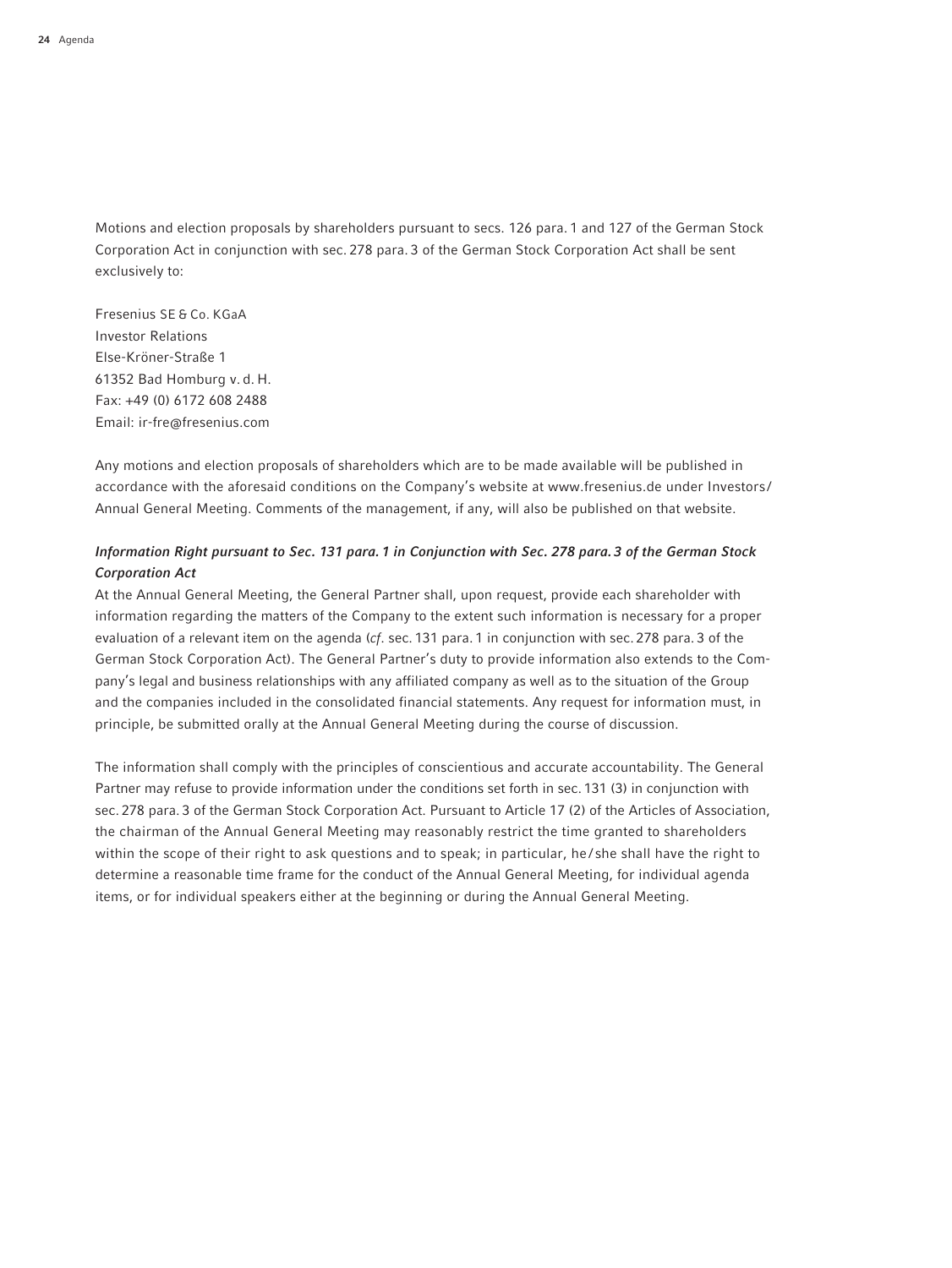Motions and election proposals by shareholders pursuant to secs. 126 para. 1 and 127 of the German Stock Corporation Act in conjunction with sec. 278 para. 3 of the German Stock Corporation Act shall be sent exclusively to:

Fresenius SE & Co. KGaA  
Investor Relations  
Else-Kröner-Straße 1  
61352 Bad Homburg v. d. H.  
Fax: +49 (0) 6172 608 2488  
Email: ir-fre@fresenius.com

Any motions and election proposals of shareholders which are to be made available will be published in accordance with the aforesaid conditions on the Company's website at www.fresenius.de under Investors/Annual General Meeting. Comments of the management, if any, will also be published on that website.

***Information Right pursuant to Sec. 131 para. 1 in Conjunction with Sec. 278 para. 3 of the German Stock Corporation Act***

At the Annual General Meeting, the General Partner shall, upon request, provide each shareholder with information regarding the matters of the Company to the extent such information is necessary for a proper evaluation of a relevant item on the agenda (*cf.* sec. 131 para. 1 in conjunction with sec. 278 para. 3 of the German Stock Corporation Act). The General Partner's duty to provide information also extends to the Company's legal and business relationships with any affiliated company as well as to the situation of the Group and the companies included in the consolidated financial statements. Any request for information must, in principle, be submitted orally at the Annual General Meeting during the course of discussion.

The information shall comply with the principles of conscientious and accurate accountability. The General Partner may refuse to provide information under the conditions set forth in sec. 131 (3) in conjunction with sec. 278 para. 3 of the German Stock Corporation Act. Pursuant to Article 17 (2) of the Articles of Association, the chairman of the Annual General Meeting may reasonably restrict the time granted to shareholders within the scope of their right to ask questions and to speak; in particular, he/she shall have the right to determine a reasonable time frame for the conduct of the Annual General Meeting, for individual agenda items, or for individual speakers either at the beginning or during the Annual General Meeting.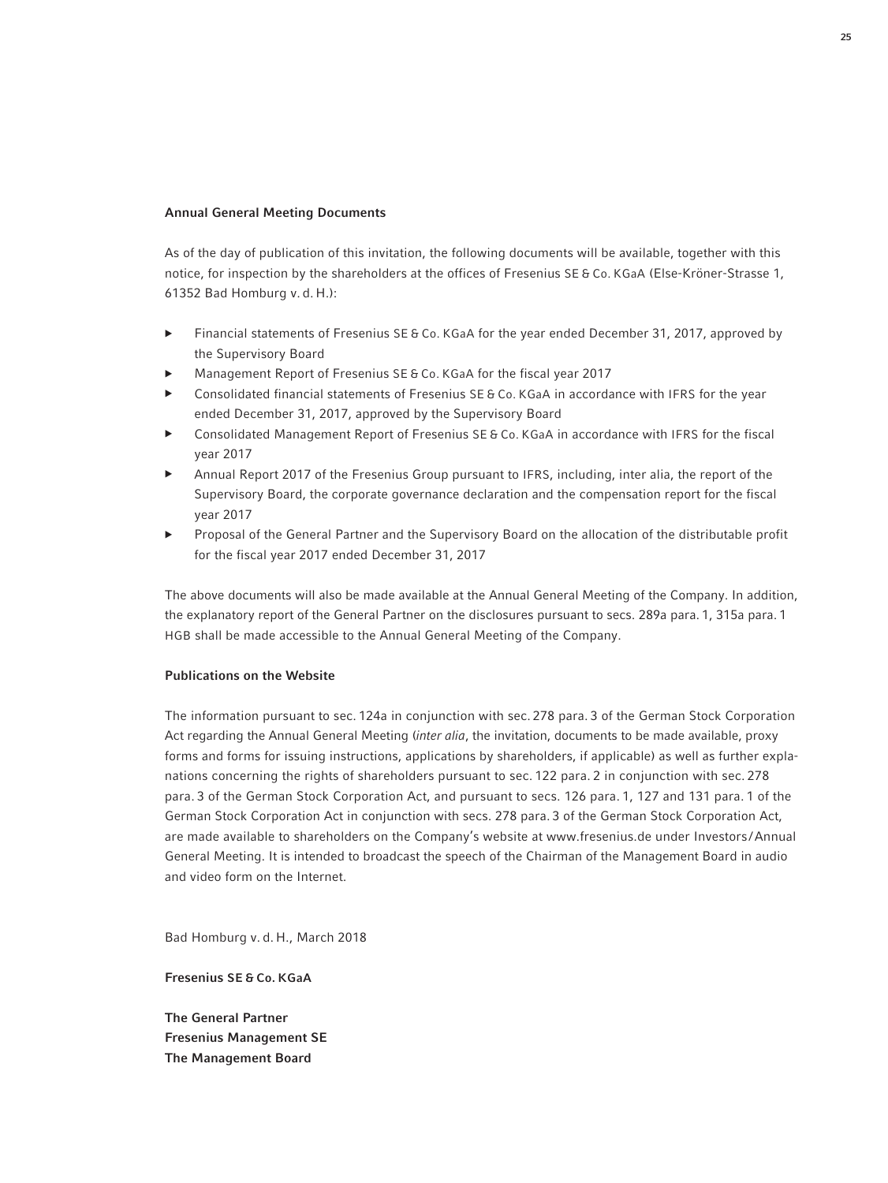### Annual General Meeting Documents

As of the day of publication of this invitation, the following documents will be available, together with this notice, for inspection by the shareholders at the offices of Fresenius SE & Co. KGaA (Else-Kröner-Strasse 1, 61352 Bad Homburg v. d. H.):

- Financial statements of Fresenius SE & Co. KGaA for the year ended December 31, 2017, approved by the Supervisory Board
- Management Report of Fresenius SE & Co. KGaA for the fiscal year 2017
- Consolidated financial statements of Fresenius SE & Co. KGaA in accordance with IFRS for the year ended December 31, 2017, approved by the Supervisory Board
- Consolidated Management Report of Fresenius SE & Co. KGaA in accordance with IFRS for the fiscal year 2017
- Annual Report 2017 of the Fresenius Group pursuant to IFRS, including, inter alia, the report of the Supervisory Board, the corporate governance declaration and the compensation report for the fiscal year 2017
- Proposal of the General Partner and the Supervisory Board on the allocation of the distributable profit for the fiscal year 2017 ended December 31, 2017

The above documents will also be made available at the Annual General Meeting of the Company. In addition, the explanatory report of the General Partner on the disclosures pursuant to secs. 289a para. 1, 315a para. 1 HGB shall be made accessible to the Annual General Meeting of the Company.

### Publications on the Website

The information pursuant to sec. 124a in conjunction with sec. 278 para. 3 of the German Stock Corporation Act regarding the Annual General Meeting (*inter alia*, the invitation, documents to be made available, proxy forms and forms for issuing instructions, applications by shareholders, if applicable) as well as further explanations concerning the rights of shareholders pursuant to sec. 122 para. 2 in conjunction with sec. 278 para. 3 of the German Stock Corporation Act, and pursuant to secs. 126 para. 1, 127 and 131 para. 1 of the German Stock Corporation Act in conjunction with secs. 278 para. 3 of the German Stock Corporation Act, are made available to shareholders on the Company's website at www.fresenius.de under Investors/Annual General Meeting. It is intended to broadcast the speech of the Chairman of the Management Board in audio and video form on the Internet.

Bad Homburg v. d. H., March 2018

**Fresenius SE & Co. KGaA**

**The General Partner**
**Fresenius Management SE**
**The Management Board**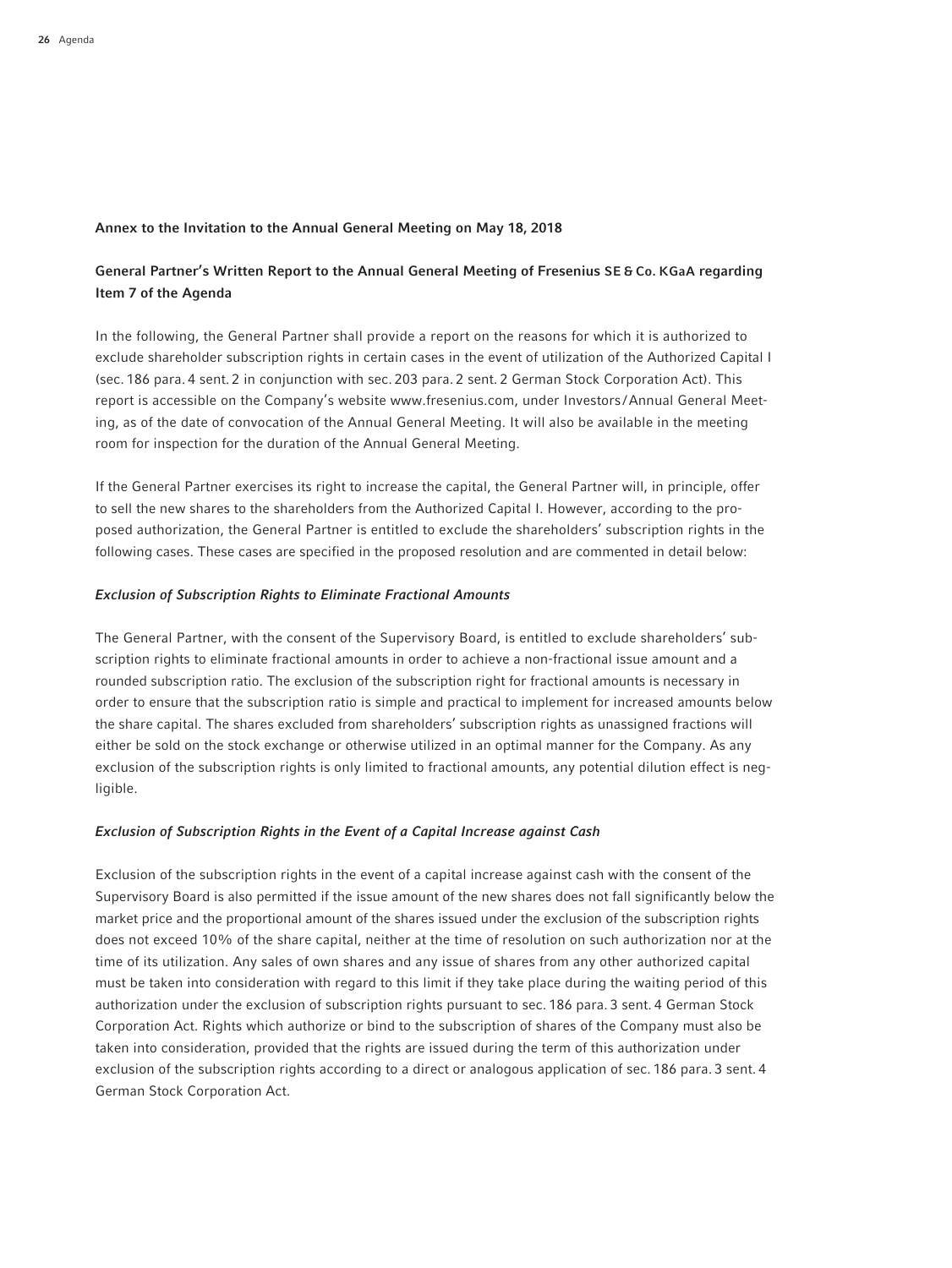**Annex to the Invitation to the Annual General Meeting on May 18, 2018**

## General Partner's Written Report to the Annual General Meeting of Fresenius SE & Co. KGaA regarding Item 7 of the Agenda

In the following, the General Partner shall provide a report on the reasons for which it is authorized to exclude shareholder subscription rights in certain cases in the event of utilization of the Authorized Capital I (sec. 186 para. 4 sent. 2 in conjunction with sec. 203 para. 2 sent. 2 German Stock Corporation Act). This report is accessible on the Company's website www.fresenius.com, under Investors/Annual General Meeting, as of the date of convocation of the Annual General Meeting. It will also be available in the meeting room for inspection for the duration of the Annual General Meeting.

If the General Partner exercises its right to increase the capital, the General Partner will, in principle, offer to sell the new shares to the shareholders from the Authorized Capital I. However, according to the proposed authorization, the General Partner is entitled to exclude the shareholders' subscription rights in the following cases. These cases are specified in the proposed resolution and are commented in detail below:

### *Exclusion of Subscription Rights to Eliminate Fractional Amounts*

The General Partner, with the consent of the Supervisory Board, is entitled to exclude shareholders' subscription rights to eliminate fractional amounts in order to achieve a non-fractional issue amount and a rounded subscription ratio. The exclusion of the subscription right for fractional amounts is necessary in order to ensure that the subscription ratio is simple and practical to implement for increased amounts below the share capital. The shares excluded from shareholders' subscription rights as unassigned fractions will either be sold on the stock exchange or otherwise utilized in an optimal manner for the Company. As any exclusion of the subscription rights is only limited to fractional amounts, any potential dilution effect is negligible.

### *Exclusion of Subscription Rights in the Event of a Capital Increase against Cash*

Exclusion of the subscription rights in the event of a capital increase against cash with the consent of the Supervisory Board is also permitted if the issue amount of the new shares does not fall significantly below the market price and the proportional amount of the shares issued under the exclusion of the subscription rights does not exceed 10% of the share capital, neither at the time of resolution on such authorization nor at the time of its utilization. Any sales of own shares and any issue of shares from any other authorized capital must be taken into consideration with regard to this limit if they take place during the waiting period of this authorization under the exclusion of subscription rights pursuant to sec. 186 para. 3 sent. 4 German Stock Corporation Act. Rights which authorize or bind to the subscription of shares of the Company must also be taken into consideration, provided that the rights are issued during the term of this authorization under exclusion of the subscription rights according to a direct or analogous application of sec. 186 para. 3 sent. 4 German Stock Corporation Act.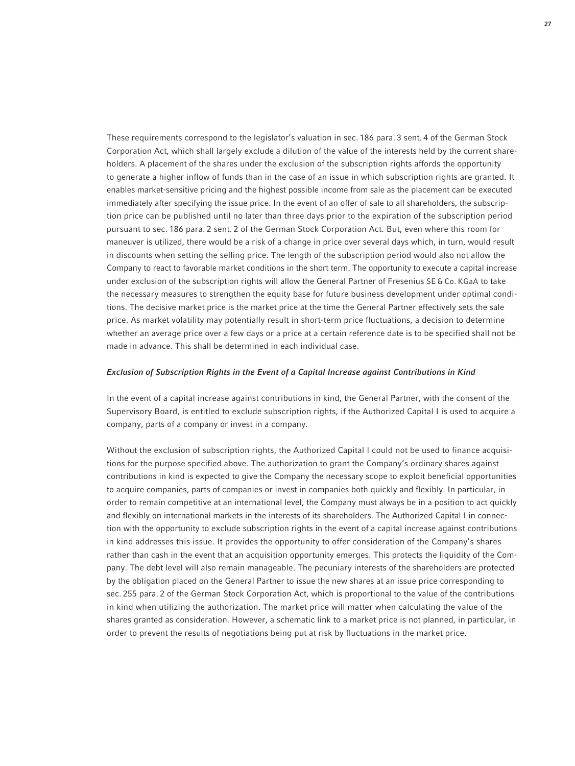These requirements correspond to the legislator's valuation in sec. 186 para. 3 sent. 4 of the German Stock Corporation Act, which shall largely exclude a dilution of the value of the interests held by the current shareholders. A placement of the shares under the exclusion of the subscription rights affords the opportunity to generate a higher inflow of funds than in the case of an issue in which subscription rights are granted. It enables market-sensitive pricing and the highest possible income from sale as the placement can be executed immediately after specifying the issue price. In the event of an offer of sale to all shareholders, the subscription price can be published until no later than three days prior to the expiration of the subscription period pursuant to sec. 186 para. 2 sent. 2 of the German Stock Corporation Act. But, even where this room for maneuver is utilized, there would be a risk of a change in price over several days which, in turn, would result in discounts when setting the selling price. The length of the subscription period would also not allow the Company to react to favorable market conditions in the short term. The opportunity to execute a capital increase under exclusion of the subscription rights will allow the General Partner of Fresenius SE & Co. KGaA to take the necessary measures to strengthen the equity base for future business development under optimal conditions. The decisive market price is the market price at the time the General Partner effectively sets the sale price. As market volatility may potentially result in short-term price fluctuations, a decision to determine whether an average price over a few days or a price at a certain reference date is to be specified shall not be made in advance. This shall be determined in each individual case.

*Exclusion of Subscription Rights in the Event of a Capital Increase against Contributions in Kind*

In the event of a capital increase against contributions in kind, the General Partner, with the consent of the Supervisory Board, is entitled to exclude subscription rights, if the Authorized Capital I is used to acquire a company, parts of a company or invest in a company.

Without the exclusion of subscription rights, the Authorized Capital I could not be used to finance acquisitions for the purpose specified above. The authorization to grant the Company's ordinary shares against contributions in kind is expected to give the Company the necessary scope to exploit beneficial opportunities to acquire companies, parts of companies or invest in companies both quickly and flexibly. In particular, in order to remain competitive at an international level, the Company must always be in a position to act quickly and flexibly on international markets in the interests of its shareholders. The Authorized Capital I in connection with the opportunity to exclude subscription rights in the event of a capital increase against contributions in kind addresses this issue. It provides the opportunity to offer consideration of the Company's shares rather than cash in the event that an acquisition opportunity emerges. This protects the liquidity of the Company. The debt level will also remain manageable. The pecuniary interests of the shareholders are protected by the obligation placed on the General Partner to issue the new shares at an issue price corresponding to sec. 255 para. 2 of the German Stock Corporation Act, which is proportional to the value of the contributions in kind when utilizing the authorization. The market price will matter when calculating the value of the shares granted as consideration. However, a schematic link to a market price is not planned, in particular, in order to prevent the results of negotiations being put at risk by fluctuations in the market price.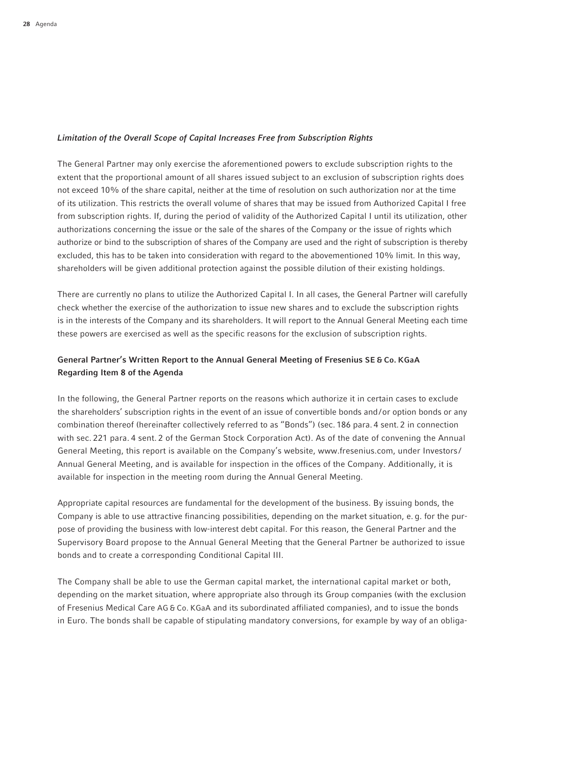*Limitation of the Overall Scope of Capital Increases Free from Subscription Rights*

The General Partner may only exercise the aforementioned powers to exclude subscription rights to the extent that the proportional amount of all shares issued subject to an exclusion of subscription rights does not exceed 10% of the share capital, neither at the time of resolution on such authorization nor at the time of its utilization. This restricts the overall volume of shares that may be issued from Authorized Capital I free from subscription rights. If, during the period of validity of the Authorized Capital I until its utilization, other authorizations concerning the issue or the sale of the shares of the Company or the issue of rights which authorize or bind to the subscription of shares of the Company are used and the right of subscription is thereby excluded, this has to be taken into consideration with regard to the abovementioned 10% limit. In this way, shareholders will be given additional protection against the possible dilution of their existing holdings.

There are currently no plans to utilize the Authorized Capital I. In all cases, the General Partner will carefully check whether the exercise of the authorization to issue new shares and to exclude the subscription rights is in the interests of the Company and its shareholders. It will report to the Annual General Meeting each time these powers are exercised as well as the specific reasons for the exclusion of subscription rights.

## General Partner's Written Report to the Annual General Meeting of Fresenius SE & Co. KGaA Regarding Item 8 of the Agenda

In the following, the General Partner reports on the reasons which authorize it in certain cases to exclude the shareholders' subscription rights in the event of an issue of convertible bonds and/or option bonds or any combination thereof (hereinafter collectively referred to as "Bonds") (sec. 186 para. 4 sent. 2 in connection with sec. 221 para. 4 sent. 2 of the German Stock Corporation Act). As of the date of convening the Annual General Meeting, this report is available on the Company's website, www.fresenius.com, under Investors/ Annual General Meeting, and is available for inspection in the offices of the Company. Additionally, it is available for inspection in the meeting room during the Annual General Meeting.

Appropriate capital resources are fundamental for the development of the business. By issuing bonds, the Company is able to use attractive financing possibilities, depending on the market situation, e. g. for the purpose of providing the business with low-interest debt capital. For this reason, the General Partner and the Supervisory Board propose to the Annual General Meeting that the General Partner be authorized to issue bonds and to create a corresponding Conditional Capital III.

The Company shall be able to use the German capital market, the international capital market or both, depending on the market situation, where appropriate also through its Group companies (with the exclusion of Fresenius Medical Care AG & Co. KGaA and its subordinated affiliated companies), and to issue the bonds in Euro. The bonds shall be capable of stipulating mandatory conversions, for example by way of an obliga-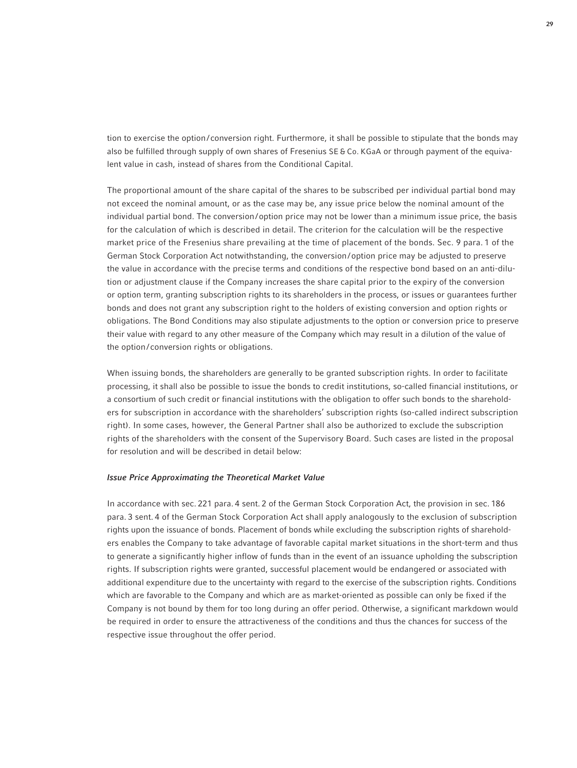tion to exercise the option/conversion right. Furthermore, it shall be possible to stipulate that the bonds may also be fulfilled through supply of own shares of Fresenius SE & Co. KGaA or through payment of the equivalent value in cash, instead of shares from the Conditional Capital.

The proportional amount of the share capital of the shares to be subscribed per individual partial bond may not exceed the nominal amount, or as the case may be, any issue price below the nominal amount of the individual partial bond. The conversion/option price may not be lower than a minimum issue price, the basis for the calculation of which is described in detail. The criterion for the calculation will be the respective market price of the Fresenius share prevailing at the time of placement of the bonds. Sec. 9 para. 1 of the German Stock Corporation Act notwithstanding, the conversion/option price may be adjusted to preserve the value in accordance with the precise terms and conditions of the respective bond based on an anti-dilution or adjustment clause if the Company increases the share capital prior to the expiry of the conversion or option term, granting subscription rights to its shareholders in the process, or issues or guarantees further bonds and does not grant any subscription right to the holders of existing conversion and option rights or obligations. The Bond Conditions may also stipulate adjustments to the option or conversion price to preserve their value with regard to any other measure of the Company which may result in a dilution of the value of the option/conversion rights or obligations.

When issuing bonds, the shareholders are generally to be granted subscription rights. In order to facilitate processing, it shall also be possible to issue the bonds to credit institutions, so-called financial institutions, or a consortium of such credit or financial institutions with the obligation to offer such bonds to the shareholders for subscription in accordance with the shareholders' subscription rights (so-called indirect subscription right). In some cases, however, the General Partner shall also be authorized to exclude the subscription rights of the shareholders with the consent of the Supervisory Board. Such cases are listed in the proposal for resolution and will be described in detail below:

*Issue Price Approximating the Theoretical Market Value*

In accordance with sec. 221 para. 4 sent. 2 of the German Stock Corporation Act, the provision in sec. 186 para. 3 sent. 4 of the German Stock Corporation Act shall apply analogously to the exclusion of subscription rights upon the issuance of bonds. Placement of bonds while excluding the subscription rights of shareholders enables the Company to take advantage of favorable capital market situations in the short-term and thus to generate a significantly higher inflow of funds than in the event of an issuance upholding the subscription rights. If subscription rights were granted, successful placement would be endangered or associated with additional expenditure due to the uncertainty with regard to the exercise of the subscription rights. Conditions which are favorable to the Company and which are as market-oriented as possible can only be fixed if the Company is not bound by them for too long during an offer period. Otherwise, a significant markdown would be required in order to ensure the attractiveness of the conditions and thus the chances for success of the respective issue throughout the offer period.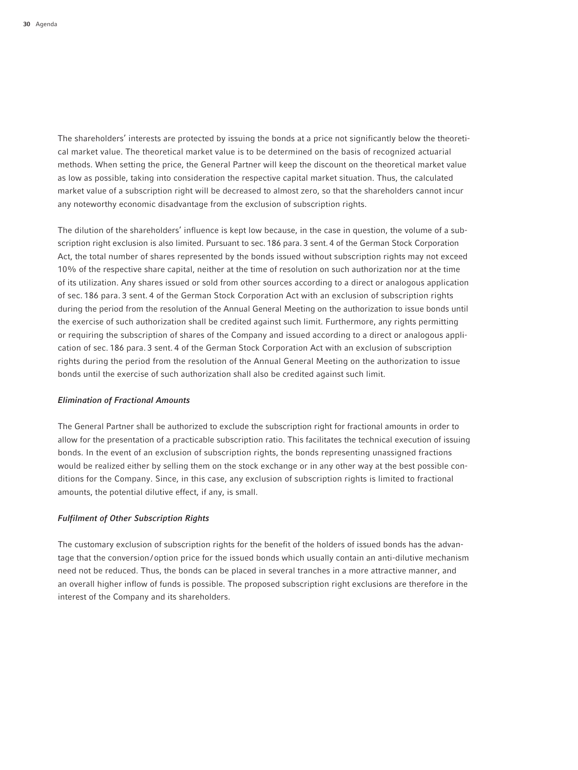The shareholders' interests are protected by issuing the bonds at a price not significantly below the theoretical market value. The theoretical market value is to be determined on the basis of recognized actuarial methods. When setting the price, the General Partner will keep the discount on the theoretical market value as low as possible, taking into consideration the respective capital market situation. Thus, the calculated market value of a subscription right will be decreased to almost zero, so that the shareholders cannot incur any noteworthy economic disadvantage from the exclusion of subscription rights.

The dilution of the shareholders' influence is kept low because, in the case in question, the volume of a subscription right exclusion is also limited. Pursuant to sec. 186 para. 3 sent. 4 of the German Stock Corporation Act, the total number of shares represented by the bonds issued without subscription rights may not exceed 10% of the respective share capital, neither at the time of resolution on such authorization nor at the time of its utilization. Any shares issued or sold from other sources according to a direct or analogous application of sec. 186 para. 3 sent. 4 of the German Stock Corporation Act with an exclusion of subscription rights during the period from the resolution of the Annual General Meeting on the authorization to issue bonds until the exercise of such authorization shall be credited against such limit. Furthermore, any rights permitting or requiring the subscription of shares of the Company and issued according to a direct or analogous application of sec. 186 para. 3 sent. 4 of the German Stock Corporation Act with an exclusion of subscription rights during the period from the resolution of the Annual General Meeting on the authorization to issue bonds until the exercise of such authorization shall also be credited against such limit.

*Elimination of Fractional Amounts*

The General Partner shall be authorized to exclude the subscription right for fractional amounts in order to allow for the presentation of a practicable subscription ratio. This facilitates the technical execution of issuing bonds. In the event of an exclusion of subscription rights, the bonds representing unassigned fractions would be realized either by selling them on the stock exchange or in any other way at the best possible conditions for the Company. Since, in this case, any exclusion of subscription rights is limited to fractional amounts, the potential dilutive effect, if any, is small.

*Fulfilment of Other Subscription Rights*

The customary exclusion of subscription rights for the benefit of the holders of issued bonds has the advantage that the conversion/option price for the issued bonds which usually contain an anti-dilutive mechanism need not be reduced. Thus, the bonds can be placed in several tranches in a more attractive manner, and an overall higher inflow of funds is possible. The proposed subscription right exclusions are therefore in the interest of the Company and its shareholders.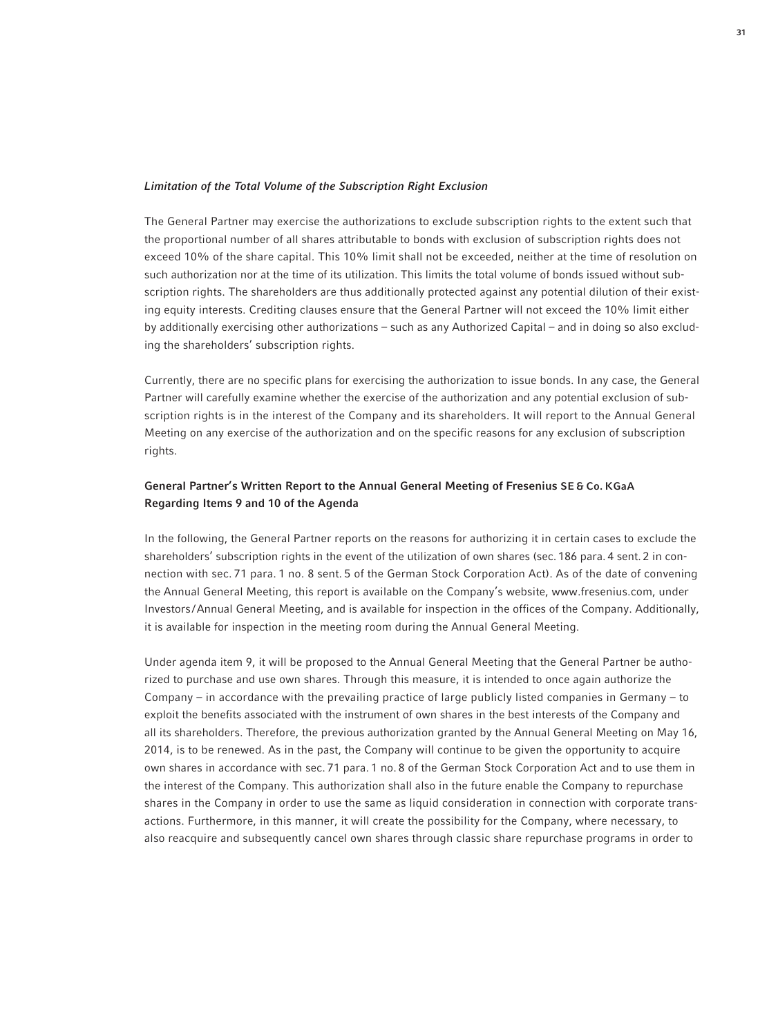*Limitation of the Total Volume of the Subscription Right Exclusion*

The General Partner may exercise the authorizations to exclude subscription rights to the extent such that the proportional number of all shares attributable to bonds with exclusion of subscription rights does not exceed 10% of the share capital. This 10% limit shall not be exceeded, neither at the time of resolution on such authorization nor at the time of its utilization. This limits the total volume of bonds issued without subscription rights. The shareholders are thus additionally protected against any potential dilution of their existing equity interests. Crediting clauses ensure that the General Partner will not exceed the 10% limit either by additionally exercising other authorizations – such as any Authorized Capital – and in doing so also excluding the shareholders' subscription rights.

Currently, there are no specific plans for exercising the authorization to issue bonds. In any case, the General Partner will carefully examine whether the exercise of the authorization and any potential exclusion of subscription rights is in the interest of the Company and its shareholders. It will report to the Annual General Meeting on any exercise of the authorization and on the specific reasons for any exclusion of subscription rights.

## General Partner's Written Report to the Annual General Meeting of Fresenius SE & Co. KGaA Regarding Items 9 and 10 of the Agenda

In the following, the General Partner reports on the reasons for authorizing it in certain cases to exclude the shareholders' subscription rights in the event of the utilization of own shares (sec. 186 para. 4 sent. 2 in connection with sec. 71 para. 1 no. 8 sent. 5 of the German Stock Corporation Act). As of the date of convening the Annual General Meeting, this report is available on the Company's website, www.fresenius.com, under Investors/Annual General Meeting, and is available for inspection in the offices of the Company. Additionally, it is available for inspection in the meeting room during the Annual General Meeting.

Under agenda item 9, it will be proposed to the Annual General Meeting that the General Partner be authorized to purchase and use own shares. Through this measure, it is intended to once again authorize the Company – in accordance with the prevailing practice of large publicly listed companies in Germany – to exploit the benefits associated with the instrument of own shares in the best interests of the Company and all its shareholders. Therefore, the previous authorization granted by the Annual General Meeting on May 16, 2014, is to be renewed. As in the past, the Company will continue to be given the opportunity to acquire own shares in accordance with sec. 71 para. 1 no. 8 of the German Stock Corporation Act and to use them in the interest of the Company. This authorization shall also in the future enable the Company to repurchase shares in the Company in order to use the same as liquid consideration in connection with corporate transactions. Furthermore, in this manner, it will create the possibility for the Company, where necessary, to also reacquire and subsequently cancel own shares through classic share repurchase programs in order to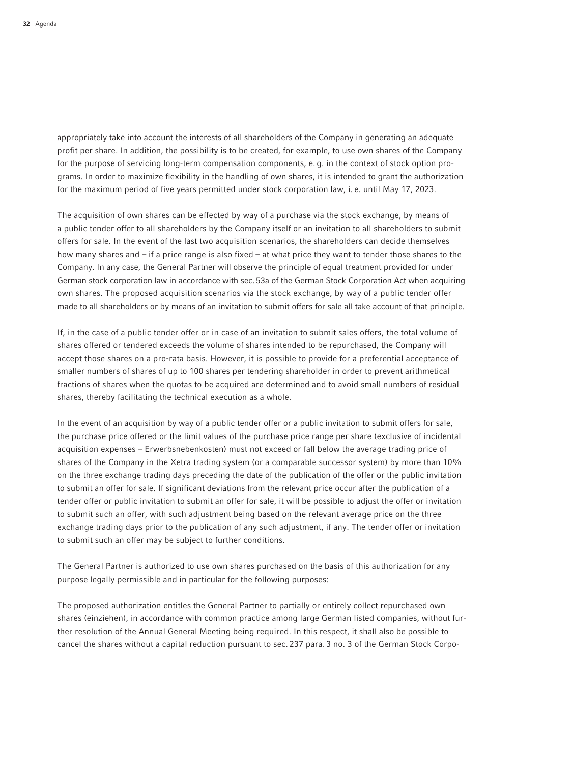appropriately take into account the interests of all shareholders of the Company in generating an adequate profit per share. In addition, the possibility is to be created, for example, to use own shares of the Company for the purpose of servicing long-term compensation components, e. g. in the context of stock option programs. In order to maximize flexibility in the handling of own shares, it is intended to grant the authorization for the maximum period of five years permitted under stock corporation law, i. e. until May 17, 2023.

The acquisition of own shares can be effected by way of a purchase via the stock exchange, by means of a public tender offer to all shareholders by the Company itself or an invitation to all shareholders to submit offers for sale. In the event of the last two acquisition scenarios, the shareholders can decide themselves how many shares and – if a price range is also fixed – at what price they want to tender those shares to the Company. In any case, the General Partner will observe the principle of equal treatment provided for under German stock corporation law in accordance with sec. 53a of the German Stock Corporation Act when acquiring own shares. The proposed acquisition scenarios via the stock exchange, by way of a public tender offer made to all shareholders or by means of an invitation to submit offers for sale all take account of that principle.

If, in the case of a public tender offer or in case of an invitation to submit sales offers, the total volume of shares offered or tendered exceeds the volume of shares intended to be repurchased, the Company will accept those shares on a pro-rata basis. However, it is possible to provide for a preferential acceptance of smaller numbers of shares of up to 100 shares per tendering shareholder in order to prevent arithmetical fractions of shares when the quotas to be acquired are determined and to avoid small numbers of residual shares, thereby facilitating the technical execution as a whole.

In the event of an acquisition by way of a public tender offer or a public invitation to submit offers for sale, the purchase price offered or the limit values of the purchase price range per share (exclusive of incidental acquisition expenses – Erwerbsnebenkosten) must not exceed or fall below the average trading price of shares of the Company in the Xetra trading system (or a comparable successor system) by more than 10% on the three exchange trading days preceding the date of the publication of the offer or the public invitation to submit an offer for sale. If significant deviations from the relevant price occur after the publication of a tender offer or public invitation to submit an offer for sale, it will be possible to adjust the offer or invitation to submit such an offer, with such adjustment being based on the relevant average price on the three exchange trading days prior to the publication of any such adjustment, if any. The tender offer or invitation to submit such an offer may be subject to further conditions.

The General Partner is authorized to use own shares purchased on the basis of this authorization for any purpose legally permissible and in particular for the following purposes:

The proposed authorization entitles the General Partner to partially or entirely collect repurchased own shares (einziehen), in accordance with common practice among large German listed companies, without further resolution of the Annual General Meeting being required. In this respect, it shall also be possible to cancel the shares without a capital reduction pursuant to sec. 237 para. 3 no. 3 of the German Stock Corpo-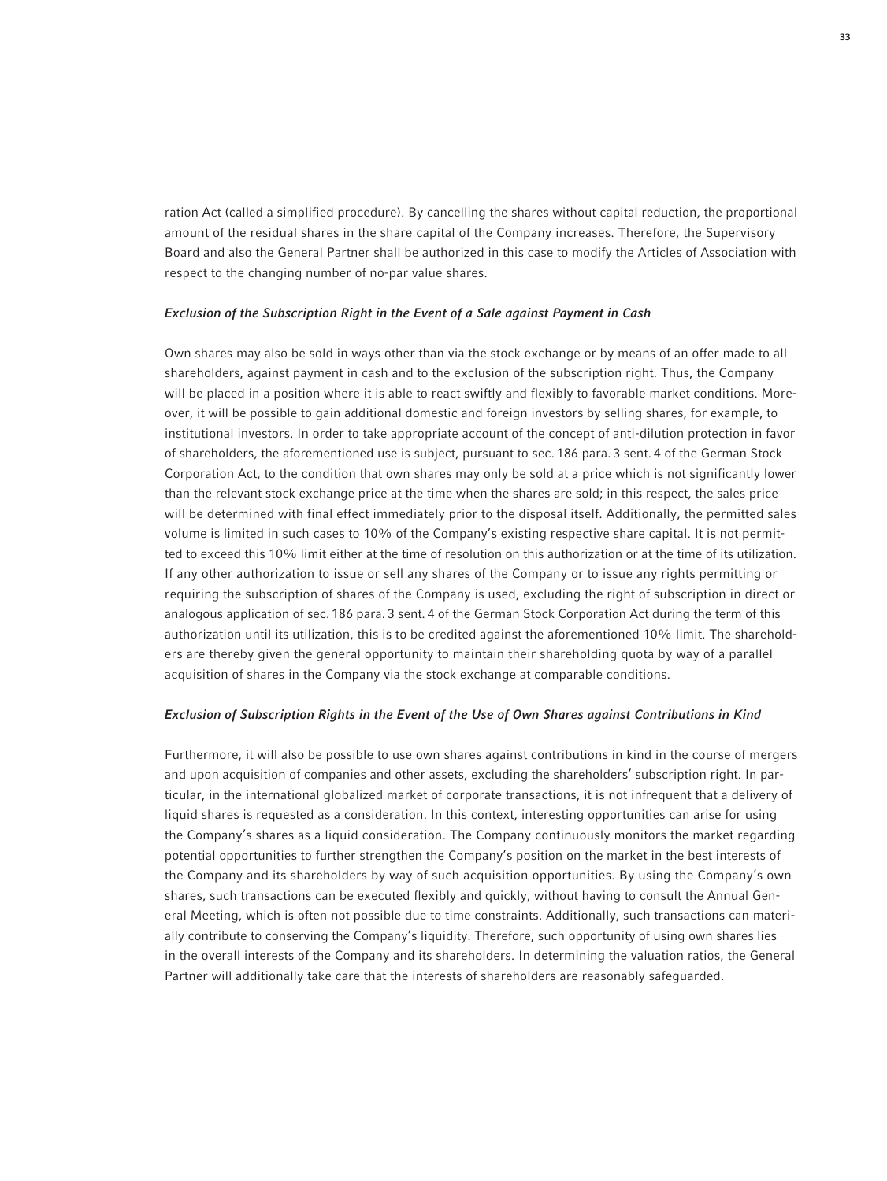ration Act (called a simplified procedure). By cancelling the shares without capital reduction, the proportional amount of the residual shares in the share capital of the Company increases. Therefore, the Supervisory Board and also the General Partner shall be authorized in this case to modify the Articles of Association with respect to the changing number of no-par value shares.

*Exclusion of the Subscription Right in the Event of a Sale against Payment in Cash*

Own shares may also be sold in ways other than via the stock exchange or by means of an offer made to all shareholders, against payment in cash and to the exclusion of the subscription right. Thus, the Company will be placed in a position where it is able to react swiftly and flexibly to favorable market conditions. Moreover, it will be possible to gain additional domestic and foreign investors by selling shares, for example, to institutional investors. In order to take appropriate account of the concept of anti-dilution protection in favor of shareholders, the aforementioned use is subject, pursuant to sec. 186 para. 3 sent. 4 of the German Stock Corporation Act, to the condition that own shares may only be sold at a price which is not significantly lower than the relevant stock exchange price at the time when the shares are sold; in this respect, the sales price will be determined with final effect immediately prior to the disposal itself. Additionally, the permitted sales volume is limited in such cases to 10% of the Company's existing respective share capital. It is not permitted to exceed this 10% limit either at the time of resolution on this authorization or at the time of its utilization. If any other authorization to issue or sell any shares of the Company or to issue any rights permitting or requiring the subscription of shares of the Company is used, excluding the right of subscription in direct or analogous application of sec. 186 para. 3 sent. 4 of the German Stock Corporation Act during the term of this authorization until its utilization, this is to be credited against the aforementioned 10% limit. The shareholders are thereby given the general opportunity to maintain their shareholding quota by way of a parallel acquisition of shares in the Company via the stock exchange at comparable conditions.

*Exclusion of Subscription Rights in the Event of the Use of Own Shares against Contributions in Kind*

Furthermore, it will also be possible to use own shares against contributions in kind in the course of mergers and upon acquisition of companies and other assets, excluding the shareholders' subscription right. In particular, in the international globalized market of corporate transactions, it is not infrequent that a delivery of liquid shares is requested as a consideration. In this context, interesting opportunities can arise for using the Company's shares as a liquid consideration. The Company continuously monitors the market regarding potential opportunities to further strengthen the Company's position on the market in the best interests of the Company and its shareholders by way of such acquisition opportunities. By using the Company's own shares, such transactions can be executed flexibly and quickly, without having to consult the Annual General Meeting, which is often not possible due to time constraints. Additionally, such transactions can materially contribute to conserving the Company's liquidity. Therefore, such opportunity of using own shares lies in the overall interests of the Company and its shareholders. In determining the valuation ratios, the General Partner will additionally take care that the interests of shareholders are reasonably safeguarded.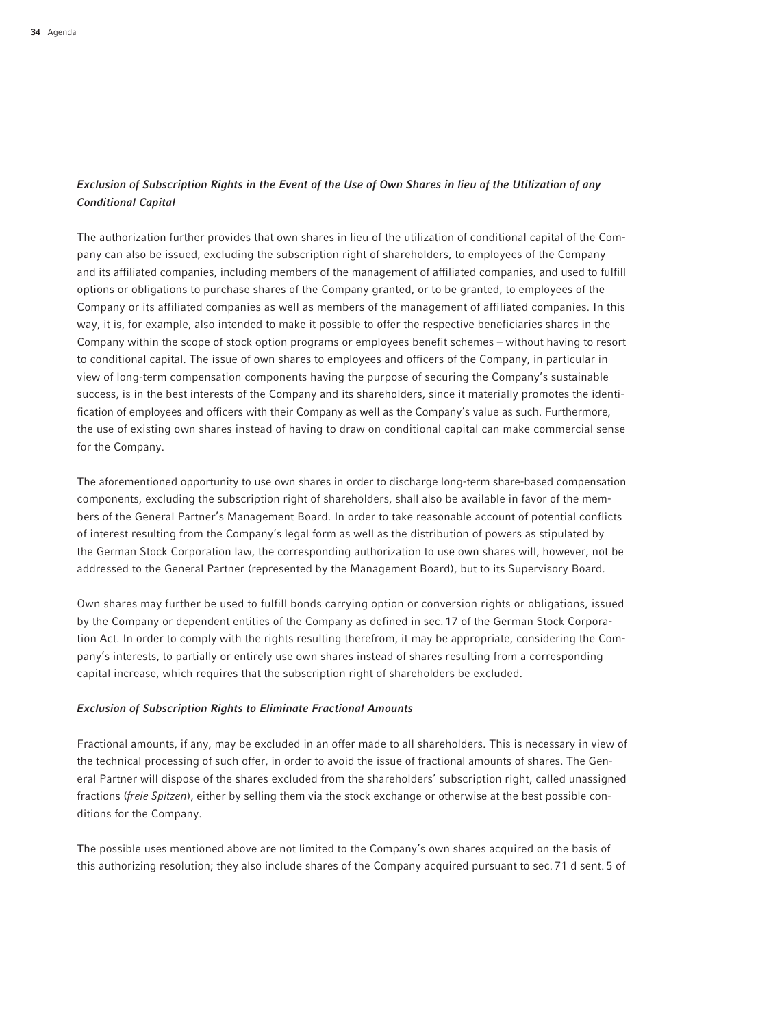### *Exclusion of Subscription Rights in the Event of the Use of Own Shares in lieu of the Utilization of any Conditional Capital*

The authorization further provides that own shares in lieu of the utilization of conditional capital of the Company can also be issued, excluding the subscription right of shareholders, to employees of the Company and its affiliated companies, including members of the management of affiliated companies, and used to fulfill options or obligations to purchase shares of the Company granted, or to be granted, to employees of the Company or its affiliated companies as well as members of the management of affiliated companies. In this way, it is, for example, also intended to make it possible to offer the respective beneficiaries shares in the Company within the scope of stock option programs or employees benefit schemes – without having to resort to conditional capital. The issue of own shares to employees and officers of the Company, in particular in view of long-term compensation components having the purpose of securing the Company's sustainable success, is in the best interests of the Company and its shareholders, since it materially promotes the identification of employees and officers with their Company as well as the Company's value as such. Furthermore, the use of existing own shares instead of having to draw on conditional capital can make commercial sense for the Company.

The aforementioned opportunity to use own shares in order to discharge long-term share-based compensation components, excluding the subscription right of shareholders, shall also be available in favor of the members of the General Partner's Management Board. In order to take reasonable account of potential conflicts of interest resulting from the Company's legal form as well as the distribution of powers as stipulated by the German Stock Corporation law, the corresponding authorization to use own shares will, however, not be addressed to the General Partner (represented by the Management Board), but to its Supervisory Board.

Own shares may further be used to fulfill bonds carrying option or conversion rights or obligations, issued by the Company or dependent entities of the Company as defined in sec. 17 of the German Stock Corporation Act. In order to comply with the rights resulting therefrom, it may be appropriate, considering the Company's interests, to partially or entirely use own shares instead of shares resulting from a corresponding capital increase, which requires that the subscription right of shareholders be excluded.

### *Exclusion of Subscription Rights to Eliminate Fractional Amounts*

Fractional amounts, if any, may be excluded in an offer made to all shareholders. This is necessary in view of the technical processing of such offer, in order to avoid the issue of fractional amounts of shares. The General Partner will dispose of the shares excluded from the shareholders' subscription right, called unassigned fractions (*freie Spitzen*), either by selling them via the stock exchange or otherwise at the best possible conditions for the Company.

The possible uses mentioned above are not limited to the Company's own shares acquired on the basis of this authorizing resolution; they also include shares of the Company acquired pursuant to sec. 71 d sent. 5 of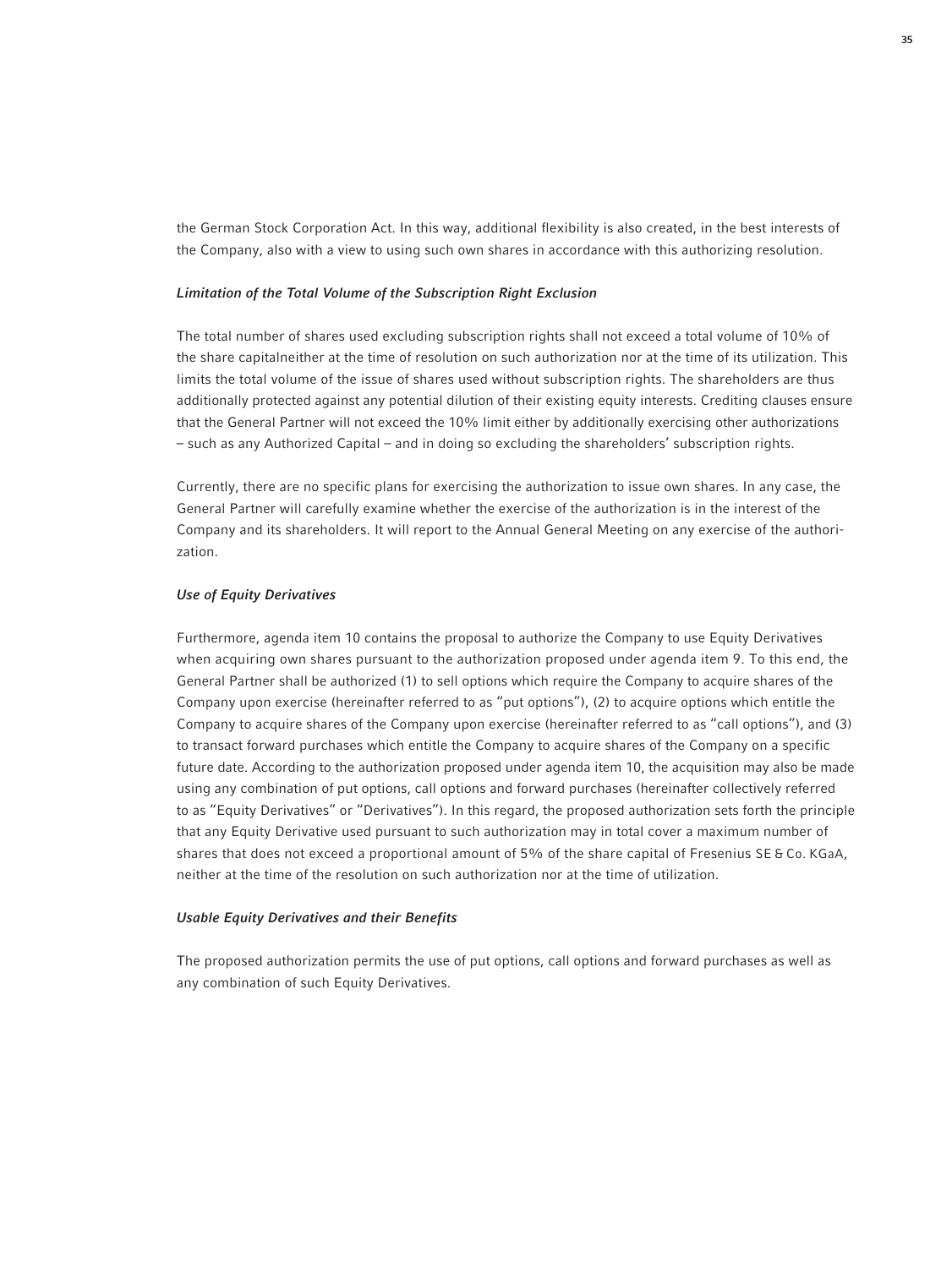the German Stock Corporation Act. In this way, additional flexibility is also created, in the best interests of the Company, also with a view to using such own shares in accordance with this authorizing resolution.

*Limitation of the Total Volume of the Subscription Right Exclusion*

The total number of shares used excluding subscription rights shall not exceed a total volume of 10% of the share capitalneither at the time of resolution on such authorization nor at the time of its utilization. This limits the total volume of the issue of shares used without subscription rights. The shareholders are thus additionally protected against any potential dilution of their existing equity interests. Crediting clauses ensure that the General Partner will not exceed the 10% limit either by additionally exercising other authorizations – such as any Authorized Capital – and in doing so excluding the shareholders' subscription rights.

Currently, there are no specific plans for exercising the authorization to issue own shares. In any case, the General Partner will carefully examine whether the exercise of the authorization is in the interest of the Company and its shareholders. It will report to the Annual General Meeting on any exercise of the authorization.

*Use of Equity Derivatives*

Furthermore, agenda item 10 contains the proposal to authorize the Company to use Equity Derivatives when acquiring own shares pursuant to the authorization proposed under agenda item 9. To this end, the General Partner shall be authorized (1) to sell options which require the Company to acquire shares of the Company upon exercise (hereinafter referred to as "put options"), (2) to acquire options which entitle the Company to acquire shares of the Company upon exercise (hereinafter referred to as "call options"), and (3) to transact forward purchases which entitle the Company to acquire shares of the Company on a specific future date. According to the authorization proposed under agenda item 10, the acquisition may also be made using any combination of put options, call options and forward purchases (hereinafter collectively referred to as "Equity Derivatives" or "Derivatives"). In this regard, the proposed authorization sets forth the principle that any Equity Derivative used pursuant to such authorization may in total cover a maximum number of shares that does not exceed a proportional amount of 5% of the share capital of Fresenius SE & Co. KGaA, neither at the time of the resolution on such authorization nor at the time of utilization.

*Usable Equity Derivatives and their Benefits*

The proposed authorization permits the use of put options, call options and forward purchases as well as any combination of such Equity Derivatives.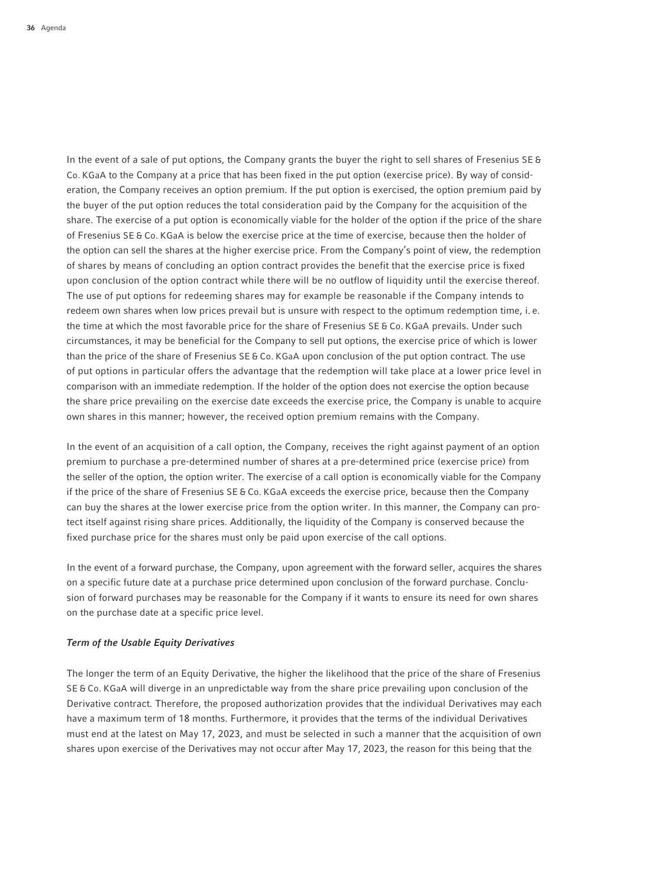In the event of a sale of put options, the Company grants the buyer the right to sell shares of Fresenius SE & Co. KGaA to the Company at a price that has been fixed in the put option (exercise price). By way of consideration, the Company receives an option premium. If the put option is exercised, the option premium paid by the buyer of the put option reduces the total consideration paid by the Company for the acquisition of the share. The exercise of a put option is economically viable for the holder of the option if the price of the share of Fresenius SE & Co. KGaA is below the exercise price at the time of exercise, because then the holder of the option can sell the shares at the higher exercise price. From the Company's point of view, the redemption of shares by means of concluding an option contract provides the benefit that the exercise price is fixed upon conclusion of the option contract while there will be no outflow of liquidity until the exercise thereof. The use of put options for redeeming shares may for example be reasonable if the Company intends to redeem own shares when low prices prevail but is unsure with respect to the optimum redemption time, i. e. the time at which the most favorable price for the share of Fresenius SE & Co. KGaA prevails. Under such circumstances, it may be beneficial for the Company to sell put options, the exercise price of which is lower than the price of the share of Fresenius SE & Co. KGaA upon conclusion of the put option contract. The use of put options in particular offers the advantage that the redemption will take place at a lower price level in comparison with an immediate redemption. If the holder of the option does not exercise the option because the share price prevailing on the exercise date exceeds the exercise price, the Company is unable to acquire own shares in this manner; however, the received option premium remains with the Company.

In the event of an acquisition of a call option, the Company, receives the right against payment of an option premium to purchase a pre-determined number of shares at a pre-determined price (exercise price) from the seller of the option, the option writer. The exercise of a call option is economically viable for the Company if the price of the share of Fresenius SE & Co. KGaA exceeds the exercise price, because then the Company can buy the shares at the lower exercise price from the option writer. In this manner, the Company can protect itself against rising share prices. Additionally, the liquidity of the Company is conserved because the fixed purchase price for the shares must only be paid upon exercise of the call options.

In the event of a forward purchase, the Company, upon agreement with the forward seller, acquires the shares on a specific future date at a purchase price determined upon conclusion of the forward purchase. Conclusion of forward purchases may be reasonable for the Company if it wants to ensure its need for own shares on the purchase date at a specific price level.

*Term of the Usable Equity Derivatives*

The longer the term of an Equity Derivative, the higher the likelihood that the price of the share of Fresenius SE & Co. KGaA will diverge in an unpredictable way from the share price prevailing upon conclusion of the Derivative contract. Therefore, the proposed authorization provides that the individual Derivatives may each have a maximum term of 18 months. Furthermore, it provides that the terms of the individual Derivatives must end at the latest on May 17, 2023, and must be selected in such a manner that the acquisition of own shares upon exercise of the Derivatives may not occur after May 17, 2023, the reason for this being that the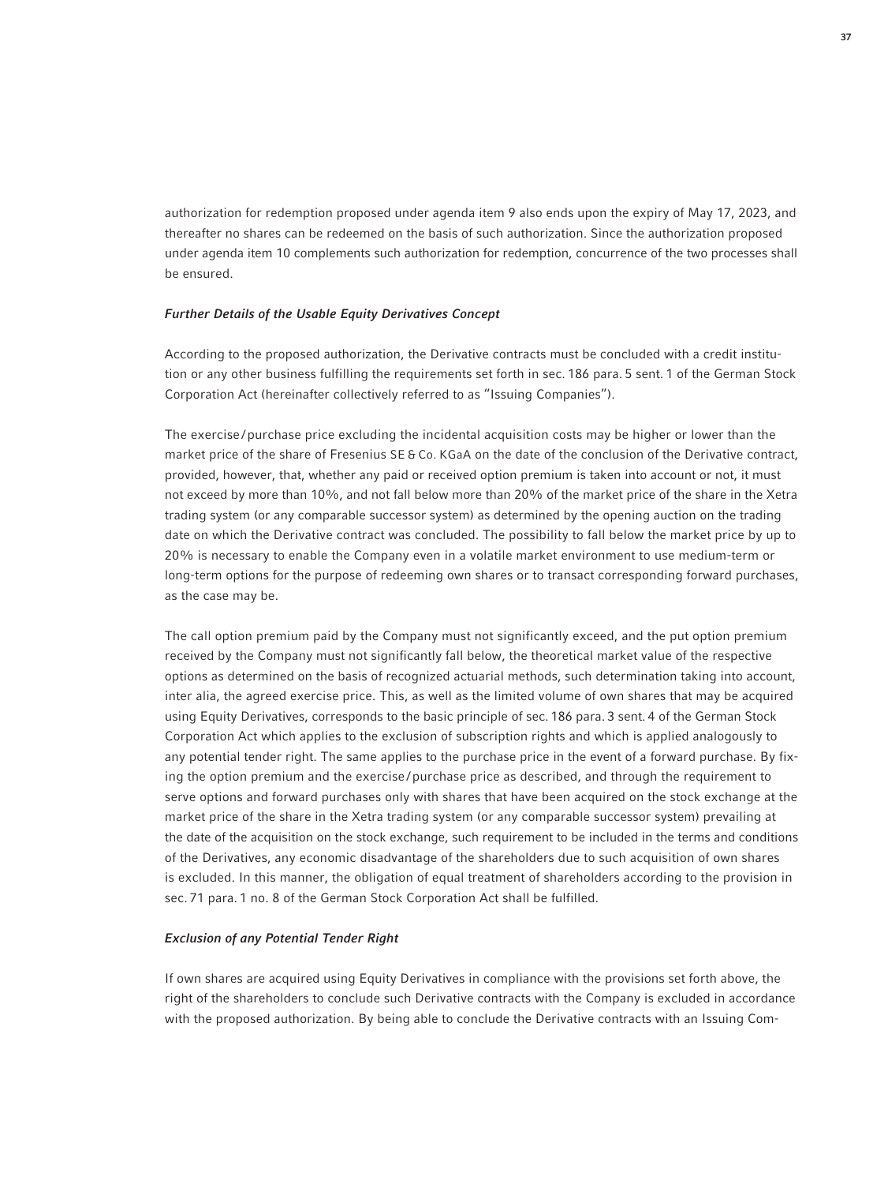authorization for redemption proposed under agenda item 9 also ends upon the expiry of May 17, 2023, and thereafter no shares can be redeemed on the basis of such authorization. Since the authorization proposed under agenda item 10 complements such authorization for redemption, concurrence of the two processes shall be ensured.

***Further Details of the Usable Equity Derivatives Concept***

According to the proposed authorization, the Derivative contracts must be concluded with a credit institution or any other business fulfilling the requirements set forth in sec. 186 para. 5 sent. 1 of the German Stock Corporation Act (hereinafter collectively referred to as "Issuing Companies").

The exercise/purchase price excluding the incidental acquisition costs may be higher or lower than the market price of the share of Fresenius SE & Co. KGaA on the date of the conclusion of the Derivative contract, provided, however, that, whether any paid or received option premium is taken into account or not, it must not exceed by more than 10%, and not fall below more than 20% of the market price of the share in the Xetra trading system (or any comparable successor system) as determined by the opening auction on the trading date on which the Derivative contract was concluded. The possibility to fall below the market price by up to 20% is necessary to enable the Company even in a volatile market environment to use medium-term or long-term options for the purpose of redeeming own shares or to transact corresponding forward purchases, as the case may be.

The call option premium paid by the Company must not significantly exceed, and the put option premium received by the Company must not significantly fall below, the theoretical market value of the respective options as determined on the basis of recognized actuarial methods, such determination taking into account, inter alia, the agreed exercise price. This, as well as the limited volume of own shares that may be acquired using Equity Derivatives, corresponds to the basic principle of sec. 186 para. 3 sent. 4 of the German Stock Corporation Act which applies to the exclusion of subscription rights and which is applied analogously to any potential tender right. The same applies to the purchase price in the event of a forward purchase. By fixing the option premium and the exercise/purchase price as described, and through the requirement to serve options and forward purchases only with shares that have been acquired on the stock exchange at the market price of the share in the Xetra trading system (or any comparable successor system) prevailing at the date of the acquisition on the stock exchange, such requirement to be included in the terms and conditions of the Derivatives, any economic disadvantage of the shareholders due to such acquisition of own shares is excluded. In this manner, the obligation of equal treatment of shareholders according to the provision in sec. 71 para. 1 no. 8 of the German Stock Corporation Act shall be fulfilled.

***Exclusion of any Potential Tender Right***

If own shares are acquired using Equity Derivatives in compliance with the provisions set forth above, the right of the shareholders to conclude such Derivative contracts with the Company is excluded in accordance with the proposed authorization. By being able to conclude the Derivative contracts with an Issuing Com-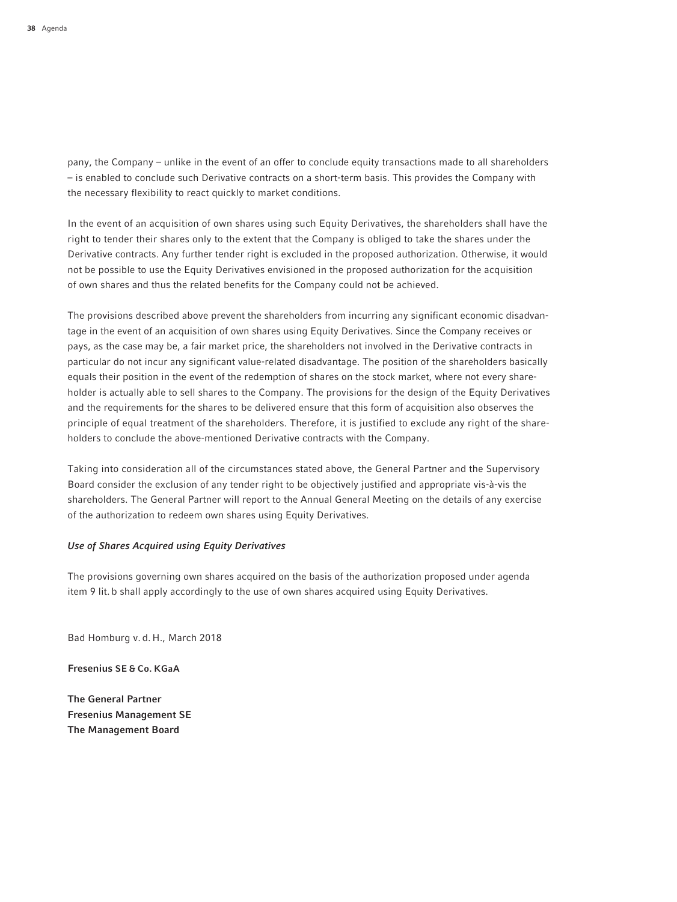pany, the Company – unlike in the event of an offer to conclude equity transactions made to all shareholders – is enabled to conclude such Derivative contracts on a short-term basis. This provides the Company with the necessary flexibility to react quickly to market conditions.

In the event of an acquisition of own shares using such Equity Derivatives, the shareholders shall have the right to tender their shares only to the extent that the Company is obliged to take the shares under the Derivative contracts. Any further tender right is excluded in the proposed authorization. Otherwise, it would not be possible to use the Equity Derivatives envisioned in the proposed authorization for the acquisition of own shares and thus the related benefits for the Company could not be achieved.

The provisions described above prevent the shareholders from incurring any significant economic disadvantage in the event of an acquisition of own shares using Equity Derivatives. Since the Company receives or pays, as the case may be, a fair market price, the shareholders not involved in the Derivative contracts in particular do not incur any significant value-related disadvantage. The position of the shareholders basically equals their position in the event of the redemption of shares on the stock market, where not every shareholder is actually able to sell shares to the Company. The provisions for the design of the Equity Derivatives and the requirements for the shares to be delivered ensure that this form of acquisition also observes the principle of equal treatment of the shareholders. Therefore, it is justified to exclude any right of the shareholders to conclude the above-mentioned Derivative contracts with the Company.

Taking into consideration all of the circumstances stated above, the General Partner and the Supervisory Board consider the exclusion of any tender right to be objectively justified and appropriate vis-à-vis the shareholders. The General Partner will report to the Annual General Meeting on the details of any exercise of the authorization to redeem own shares using Equity Derivatives.

***Use of Shares Acquired using Equity Derivatives***

The provisions governing own shares acquired on the basis of the authorization proposed under agenda item 9 lit. b shall apply accordingly to the use of own shares acquired using Equity Derivatives.

Bad Homburg v. d. H., March 2018

**Fresenius SE & Co. KGaA**

**The General Partner**
**Fresenius Management SE**
**The Management Board**